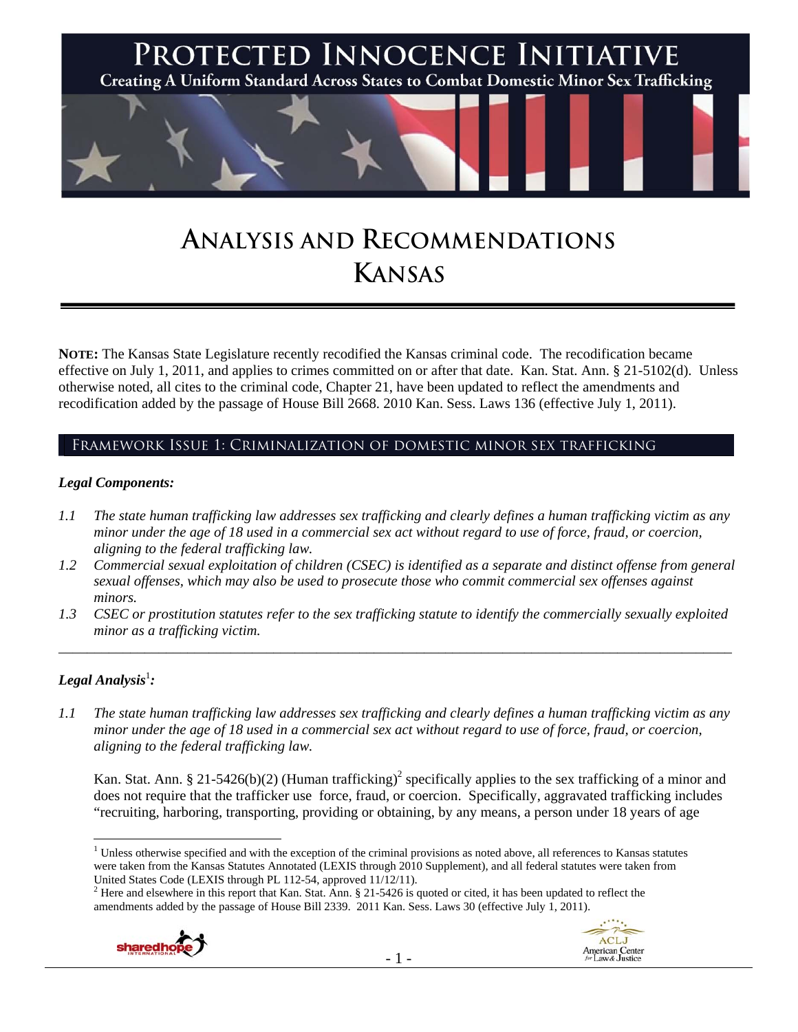# PROTECTED INNOCENCE INITIATIVE

Creating A Uniform Standard Across States to Combat Domestic Minor Sex Trafficking

# ANALYSIS AND RECOMMENDATIONS
# KANSAS

**NOTE:** The Kansas State Legislature recently recodified the Kansas criminal code. The recodification became effective on July 1, 2011, and applies to crimes committed on or after that date. Kan. Stat. Ann. § 21-5102(d). Unless otherwise noted, all cites to the criminal code, Chapter 21, have been updated to reflect the amendments and recodification added by the passage of House Bill 2668. 2010 Kan. Sess. Laws 136 (effective July 1, 2011).

## FRAMEWORK ISSUE 1: CRIMINALIZATION OF DOMESTIC MINOR SEX TRAFFICKING

### *Legal Components:*

*1.1 The state human trafficking law addresses sex trafficking and clearly defines a human trafficking victim as any minor under the age of 18 used in a commercial sex act without regard to use of force, fraud, or coercion, aligning to the federal trafficking law.*

*1.2 Commercial sexual exploitation of children (CSEC) is identified as a separate and distinct offense from general sexual offenses, which may also be used to prosecute those who commit commercial sex offenses against minors.*

*1.3 CSEC or prostitution statutes refer to the sex trafficking statute to identify the commercially sexually exploited minor as a trafficking victim.*

---

### *Legal Analysis*[1]*:*

*1.1 The state human trafficking law addresses sex trafficking and clearly defines a human trafficking victim as any minor under the age of 18 used in a commercial sex act without regard to use of force, fraud, or coercion, aligning to the federal trafficking law.*

Kan. Stat. Ann. § 21-5426(b)(2) (Human trafficking)[2] specifically applies to the sex trafficking of a minor and does not require that the trafficker use force, fraud, or coercion. Specifically, aggravated trafficking includes "recruiting, harboring, transporting, providing or obtaining, by any means, a person under 18 years of age

---

[1] Unless otherwise specified and with the exception of the criminal provisions as noted above, all references to Kansas statutes were taken from the Kansas Statutes Annotated (LEXIS through 2010 Supplement), and all federal statutes were taken from United States Code (LEXIS through PL 112-54, approved 11/12/11).

[2] Here and elsewhere in this report that Kan. Stat. Ann. § 21-5426 is quoted or cited, it has been updated to reflect the amendments added by the passage of House Bill 2339. 2011 Kan. Sess. Laws 30 (effective July 1, 2011).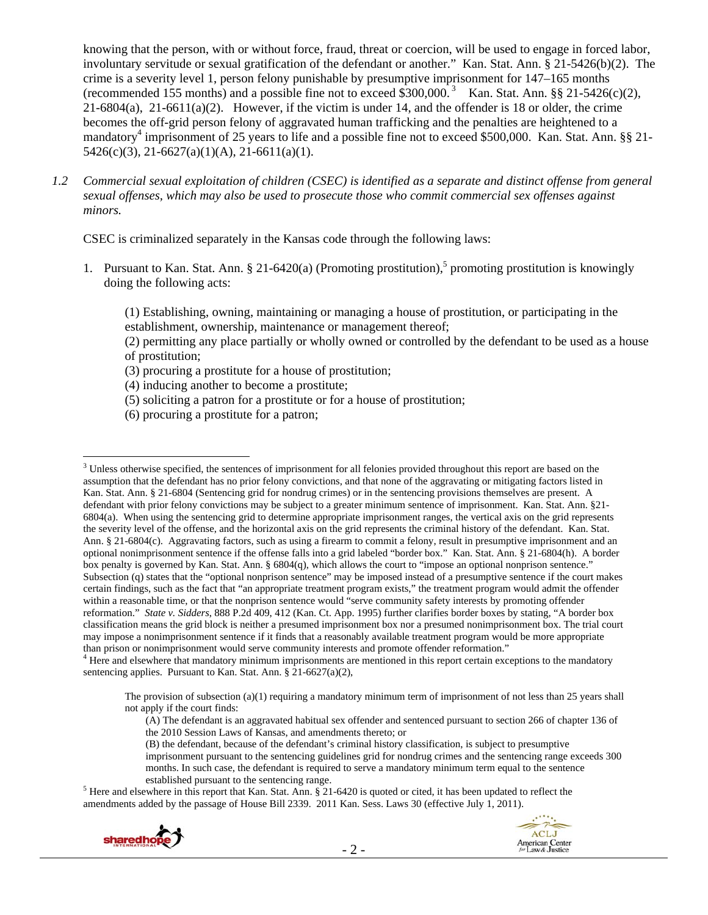knowing that the person, with or without force, fraud, threat or coercion, will be used to engage in forced labor, involuntary servitude or sexual gratification of the defendant or another." Kan. Stat. Ann. § 21-5426(b)(2). The crime is a severity level 1, person felony punishable by presumptive imprisonment for 147–165 months (recommended 155 months) and a possible fine not to exceed $300,000.[3] Kan. Stat. Ann. §§ 21-5426(c)(2), 21-6804(a), 21-6611(a)(2). However, if the victim is under 14, and the offender is 18 or older, the crime becomes the off-grid person felony of aggravated human trafficking and the penalties are heightened to a mandatory[4] imprisonment of 25 years to life and a possible fine not to exceed $500,000. Kan. Stat. Ann. §§ 21-5426(c)(3), 21-6627(a)(1)(A), 21-6611(a)(1).

*1.2 Commercial sexual exploitation of children (CSEC) is identified as a separate and distinct offense from general sexual offenses, which may also be used to prosecute those who commit commercial sex offenses against minors.*

CSEC is criminalized separately in the Kansas code through the following laws:

1. Pursuant to Kan. Stat. Ann. § 21-6420(a) (Promoting prostitution),[5] promoting prostitution is knowingly doing the following acts:

   (1) Establishing, owning, maintaining or managing a house of prostitution, or participating in the establishment, ownership, maintenance or management thereof;
   (2) permitting any place partially or wholly owned or controlled by the defendant to be used as a house of prostitution;
   (3) procuring a prostitute for a house of prostitution;
   (4) inducing another to become a prostitute;
   (5) soliciting a patron for a prostitute or for a house of prostitution;
   (6) procuring a prostitute for a patron;

---

[3] Unless otherwise specified, the sentences of imprisonment for all felonies provided throughout this report are based on the assumption that the defendant has no prior felony convictions, and that none of the aggravating or mitigating factors listed in Kan. Stat. Ann. § 21-6804 (Sentencing grid for nondrug crimes) or in the sentencing provisions themselves are present. A defendant with prior felony convictions may be subject to a greater minimum sentence of imprisonment. Kan. Stat. Ann. §21-6804(a). When using the sentencing grid to determine appropriate imprisonment ranges, the vertical axis on the grid represents the severity level of the offense, and the horizontal axis on the grid represents the criminal history of the defendant. Kan. Stat. Ann. § 21-6804(c). Aggravating factors, such as using a firearm to commit a felony, result in presumptive imprisonment and an optional nonimprisonment sentence if the offense falls into a grid labeled "border box." Kan. Stat. Ann. § 21-6804(h). A border box penalty is governed by Kan. Stat. Ann. § 6804(q), which allows the court to "impose an optional nonprison sentence." Subsection (q) states that the "optional nonprison sentence" may be imposed instead of a presumptive sentence if the court makes certain findings, such as the fact that "an appropriate treatment program exists," the treatment program would admit the offender within a reasonable time, or that the nonprison sentence would "serve community safety interests by promoting offender reformation." *State v. Sidders*, 888 P.2d 409, 412 (Kan. Ct. App. 1995) further clarifies border boxes by stating, "A border box classification means the grid block is neither a presumed imprisonment box nor a presumed nonimprisonment box. The trial court may impose a nonimprisonment sentence if it finds that a reasonably available treatment program would be more appropriate than prison or nonimprisonment would serve community interests and promote offender reformation."

[4] Here and elsewhere that mandatory minimum imprisonments are mentioned in this report certain exceptions to the mandatory sentencing applies. Pursuant to Kan. Stat. Ann. § 21-6627(a)(2),

> The provision of subsection (a)(1) requiring a mandatory minimum term of imprisonment of not less than 25 years shall not apply if the court finds:
> (A) The defendant is an aggravated habitual sex offender and sentenced pursuant to section 266 of chapter 136 of the 2010 Session Laws of Kansas, and amendments thereto; or
> (B) the defendant, because of the defendant's criminal history classification, is subject to presumptive imprisonment pursuant to the sentencing guidelines grid for nondrug crimes and the sentencing range exceeds 300 months. In such case, the defendant is required to serve a mandatory minimum term equal to the sentence established pursuant to the sentencing range.

[5] Here and elsewhere in this report that Kan. Stat. Ann. § 21-6420 is quoted or cited, it has been updated to reflect the amendments added by the passage of House Bill 2339. 2011 Kan. Sess. Laws 30 (effective July 1, 2011).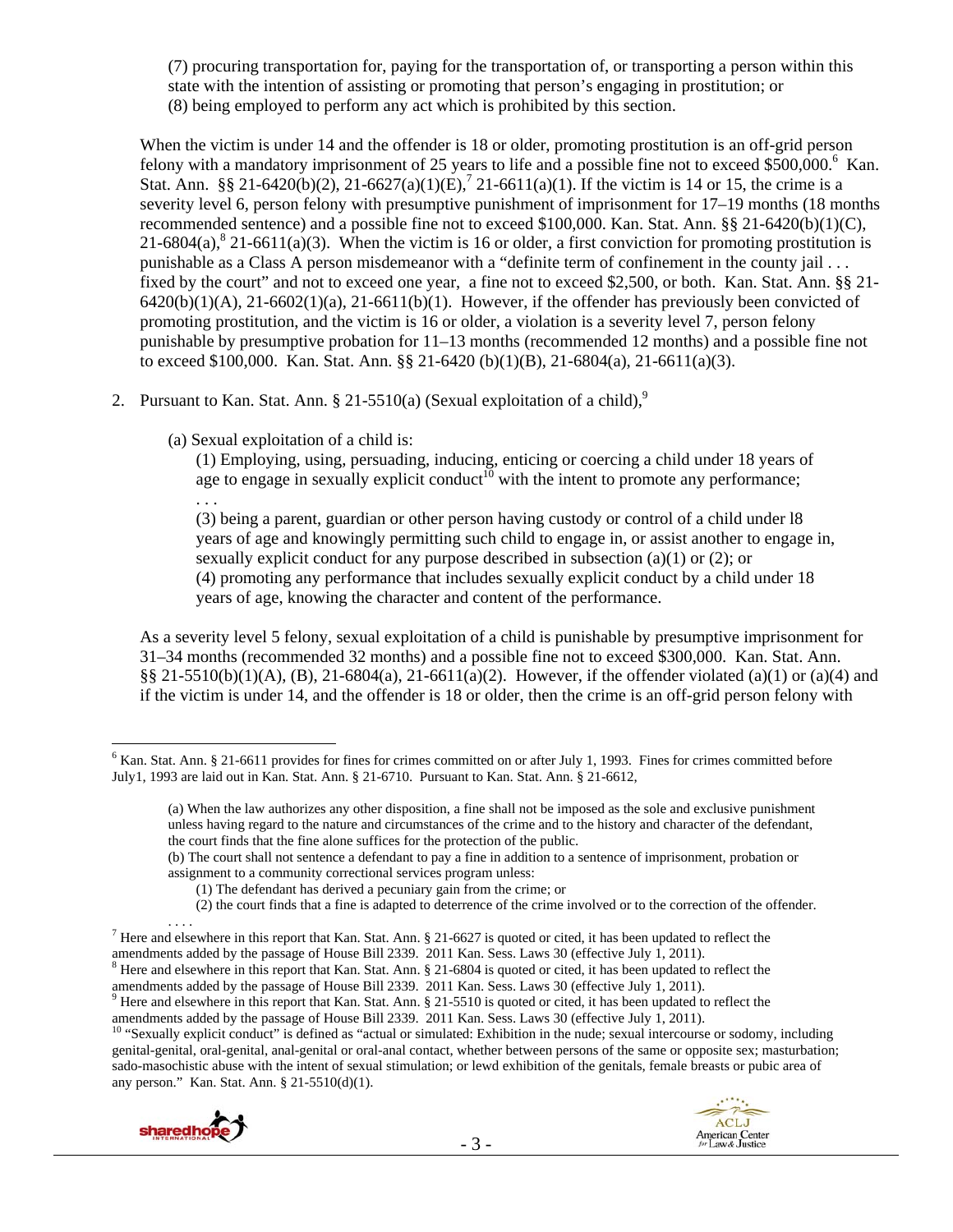(7) procuring transportation for, paying for the transportation of, or transporting a person within this state with the intention of assisting or promoting that person's engaging in prostitution; or
(8) being employed to perform any act which is prohibited by this section.

When the victim is under 14 and the offender is 18 or older, promoting prostitution is an off-grid person felony with a mandatory imprisonment of 25 years to life and a possible fine not to exceed $500,000.[6] Kan. Stat. Ann. §§ 21-6420(b)(2), 21-6627(a)(1)(E),[7] 21-6611(a)(1). If the victim is 14 or 15, the crime is a severity level 6, person felony with presumptive punishment of imprisonment for 17–19 months (18 months recommended sentence) and a possible fine not to exceed $100,000. Kan. Stat. Ann. §§ 21-6420(b)(1)(C), 21-6804(a),[8] 21-6611(a)(3). When the victim is 16 or older, a first conviction for promoting prostitution is punishable as a Class A person misdemeanor with a "definite term of confinement in the county jail . . . fixed by the court" and not to exceed one year, a fine not to exceed $2,500, or both. Kan. Stat. Ann. §§ 21-6420(b)(1)(A), 21-6602(1)(a), 21-6611(b)(1). However, if the offender has previously been convicted of promoting prostitution, and the victim is 16 or older, a violation is a severity level 7, person felony punishable by presumptive probation for 11–13 months (recommended 12 months) and a possible fine not to exceed $100,000. Kan. Stat. Ann. §§ 21-6420 (b)(1)(B), 21-6804(a), 21-6611(a)(3).

2. Pursuant to Kan. Stat. Ann. § 21-5510(a) (Sexual exploitation of a child),[9]

   (a) Sexual exploitation of a child is:

   (1) Employing, using, persuading, inducing, enticing or coercing a child under 18 years of age to engage in sexually explicit conduct[10] with the intent to promote any performance;
   . . .
   (3) being a parent, guardian or other person having custody or control of a child under l8 years of age and knowingly permitting such child to engage in, or assist another to engage in, sexually explicit conduct for any purpose described in subsection (a)(1) or (2); or
   (4) promoting any performance that includes sexually explicit conduct by a child under 18 years of age, knowing the character and content of the performance.

As a severity level 5 felony, sexual exploitation of a child is punishable by presumptive imprisonment for 31–34 months (recommended 32 months) and a possible fine not to exceed $300,000. Kan. Stat. Ann. §§ 21-5510(b)(1)(A), (B), 21-6804(a), 21-6611(a)(2). However, if the offender violated (a)(1) or (a)(4) and if the victim is under 14, and the offender is 18 or older, then the crime is an off-grid person felony with

---

[6] Kan. Stat. Ann. § 21-6611 provides for fines for crimes committed on or after July 1, 1993. Fines for crimes committed before July1, 1993 are laid out in Kan. Stat. Ann. § 21-6710. Pursuant to Kan. Stat. Ann. § 21-6612,

> (a) When the law authorizes any other disposition, a fine shall not be imposed as the sole and exclusive punishment unless having regard to the nature and circumstances of the crime and to the history and character of the defendant, the court finds that the fine alone suffices for the protection of the public.
> (b) The court shall not sentence a defendant to pay a fine in addition to a sentence of imprisonment, probation or assignment to a community correctional services program unless:
> (1) The defendant has derived a pecuniary gain from the crime; or
> (2) the court finds that a fine is adapted to deterrence of the crime involved or to the correction of the offender.
> . . . .

[7] Here and elsewhere in this report that Kan. Stat. Ann. § 21-6627 is quoted or cited, it has been updated to reflect the amendments added by the passage of House Bill 2339. 2011 Kan. Sess. Laws 30 (effective July 1, 2011).

[8] Here and elsewhere in this report that Kan. Stat. Ann. § 21-6804 is quoted or cited, it has been updated to reflect the amendments added by the passage of House Bill 2339. 2011 Kan. Sess. Laws 30 (effective July 1, 2011).

[9] Here and elsewhere in this report that Kan. Stat. Ann. § 21-5510 is quoted or cited, it has been updated to reflect the amendments added by the passage of House Bill 2339. 2011 Kan. Sess. Laws 30 (effective July 1, 2011).

[10] "Sexually explicit conduct" is defined as "actual or simulated: Exhibition in the nude; sexual intercourse or sodomy, including genital-genital, oral-genital, anal-genital or oral-anal contact, whether between persons of the same or opposite sex; masturbation; sado-masochistic abuse with the intent of sexual stimulation; or lewd exhibition of the genitals, female breasts or pubic area of any person." Kan. Stat. Ann. § 21-5510(d)(1).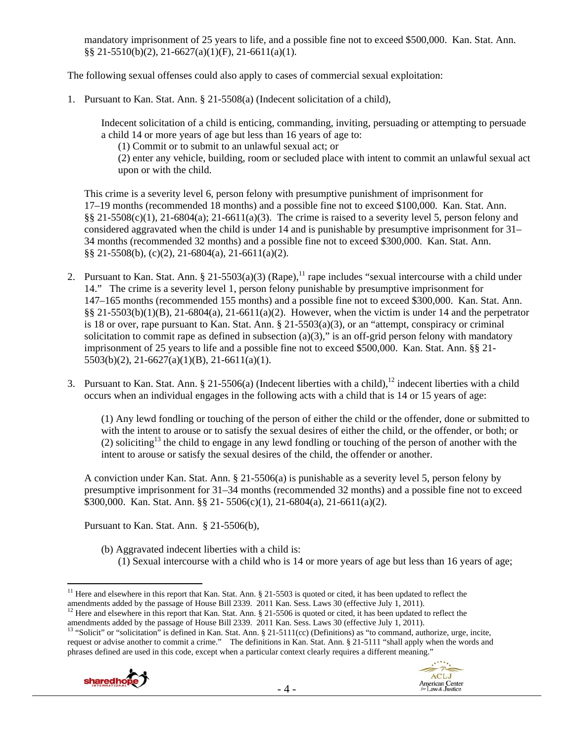mandatory imprisonment of 25 years to life, and a possible fine not to exceed $500,000. Kan. Stat. Ann. §§ 21-5510(b)(2), 21-6627(a)(1)(F), 21-6611(a)(1).

The following sexual offenses could also apply to cases of commercial sexual exploitation:

1. Pursuant to Kan. Stat. Ann. § 21-5508(a) (Indecent solicitation of a child),

   > Indecent solicitation of a child is enticing, commanding, inviting, persuading or attempting to persuade a child 14 or more years of age but less than 16 years of age to:
   > (1) Commit or to submit to an unlawful sexual act; or
   > (2) enter any vehicle, building, room or secluded place with intent to commit an unlawful sexual act upon or with the child.

   This crime is a severity level 6, person felony with presumptive punishment of imprisonment for 17–19 months (recommended 18 months) and a possible fine not to exceed $100,000. Kan. Stat. Ann. §§ 21-5508(c)(1), 21-6804(a); 21-6611(a)(3). The crime is raised to a severity level 5, person felony and considered aggravated when the child is under 14 and is punishable by presumptive imprisonment for 31–34 months (recommended 32 months) and a possible fine not to exceed $300,000. Kan. Stat. Ann. §§ 21-5508(b), (c)(2), 21-6804(a), 21-6611(a)(2).

2. Pursuant to Kan. Stat. Ann. § 21-5503(a)(3) (Rape),[11] rape includes "sexual intercourse with a child under 14." The crime is a severity level 1, person felony punishable by presumptive imprisonment for 147–165 months (recommended 155 months) and a possible fine not to exceed $300,000. Kan. Stat. Ann. §§ 21-5503(b)(1)(B), 21-6804(a), 21-6611(a)(2). However, when the victim is under 14 and the perpetrator is 18 or over, rape pursuant to Kan. Stat. Ann. § 21-5503(a)(3), or an "attempt, conspiracy or criminal solicitation to commit rape as defined in subsection (a)(3)," is an off-grid person felony with mandatory imprisonment of 25 years to life and a possible fine not to exceed $500,000. Kan. Stat. Ann. §§ 21-5503(b)(2), 21-6627(a)(1)(B), 21-6611(a)(1).

3. Pursuant to Kan. Stat. Ann. § 21-5506(a) (Indecent liberties with a child),[12] indecent liberties with a child occurs when an individual engages in the following acts with a child that is 14 or 15 years of age:

   > (1) Any lewd fondling or touching of the person of either the child or the offender, done or submitted to with the intent to arouse or to satisfy the sexual desires of either the child, or the offender, or both; or
   > (2) soliciting[13] the child to engage in any lewd fondling or touching of the person of another with the intent to arouse or satisfy the sexual desires of the child, the offender or another.

   A conviction under Kan. Stat. Ann. § 21-5506(a) is punishable as a severity level 5, person felony by presumptive imprisonment for 31–34 months (recommended 32 months) and a possible fine not to exceed $300,000. Kan. Stat. Ann. §§ 21- 5506(c)(1), 21-6804(a), 21-6611(a)(2).

   Pursuant to Kan. Stat. Ann. § 21-5506(b),

   > (b) Aggravated indecent liberties with a child is:
   > (1) Sexual intercourse with a child who is 14 or more years of age but less than 16 years of age;

---

[11] Here and elsewhere in this report that Kan. Stat. Ann. § 21-5503 is quoted or cited, it has been updated to reflect the amendments added by the passage of House Bill 2339. 2011 Kan. Sess. Laws 30 (effective July 1, 2011).

[12] Here and elsewhere in this report that Kan. Stat. Ann. § 21-5506 is quoted or cited, it has been updated to reflect the amendments added by the passage of House Bill 2339. 2011 Kan. Sess. Laws 30 (effective July 1, 2011).

[13] "Solicit" or "solicitation" is defined in Kan. Stat. Ann. § 21-5111(cc) (Definitions) as "to command, authorize, urge, incite, request or advise another to commit a crime." The definitions in Kan. Stat. Ann. § 21-5111 "shall apply when the words and phrases defined are used in this code, except when a particular context clearly requires a different meaning."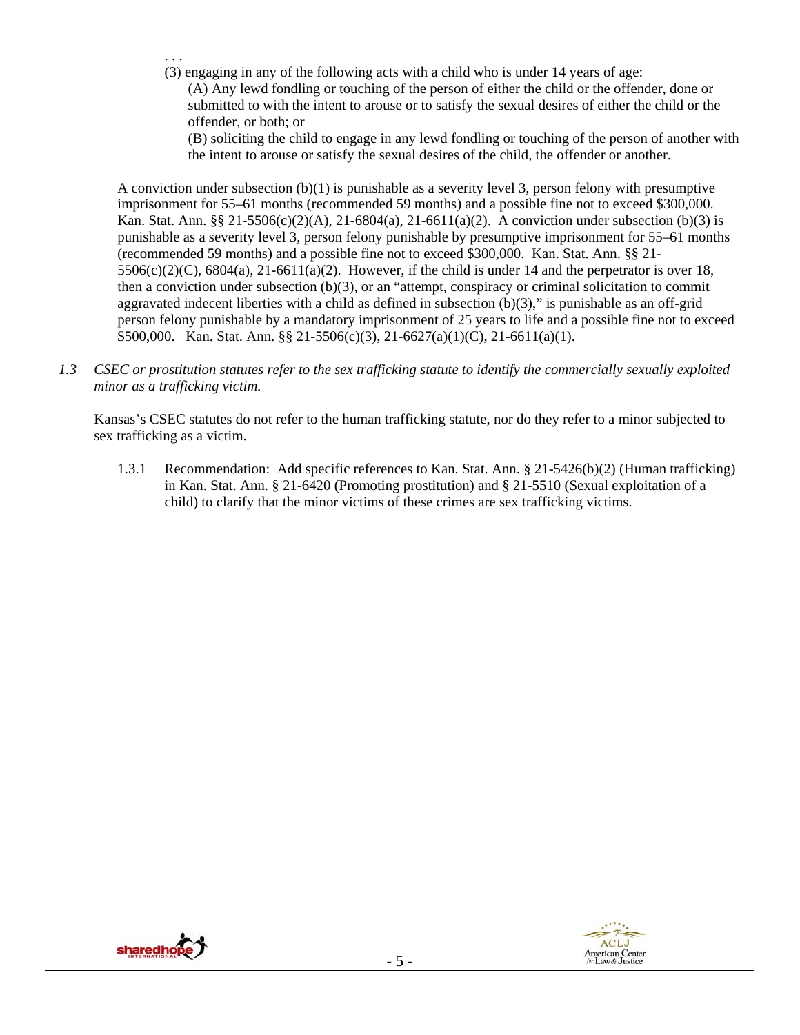. . .

(3) engaging in any of the following acts with a child who is under 14 years of age:

(A) Any lewd fondling or touching of the person of either the child or the offender, done or submitted to with the intent to arouse or to satisfy the sexual desires of either the child or the offender, or both; or

(B) soliciting the child to engage in any lewd fondling or touching of the person of another with the intent to arouse or satisfy the sexual desires of the child, the offender or another.

A conviction under subsection (b)(1) is punishable as a severity level 3, person felony with presumptive imprisonment for 55–61 months (recommended 59 months) and a possible fine not to exceed $300,000. Kan. Stat. Ann. §§ 21-5506(c)(2)(A), 21-6804(a), 21-6611(a)(2). A conviction under subsection (b)(3) is punishable as a severity level 3, person felony punishable by presumptive imprisonment for 55–61 months (recommended 59 months) and a possible fine not to exceed $300,000. Kan. Stat. Ann. §§ 21-5506(c)(2)(C), 6804(a), 21-6611(a)(2). However, if the child is under 14 and the perpetrator is over 18, then a conviction under subsection (b)(3), or an "attempt, conspiracy or criminal solicitation to commit aggravated indecent liberties with a child as defined in subsection (b)(3)," is punishable as an off-grid person felony punishable by a mandatory imprisonment of 25 years to life and a possible fine not to exceed $500,000. Kan. Stat. Ann. §§ 21-5506(c)(3), 21-6627(a)(1)(C), 21-6611(a)(1).

*1.3 CSEC or prostitution statutes refer to the sex trafficking statute to identify the commercially sexually exploited minor as a trafficking victim.*

Kansas's CSEC statutes do not refer to the human trafficking statute, nor do they refer to a minor subjected to sex trafficking as a victim.

1.3.1 Recommendation: Add specific references to Kan. Stat. Ann. § 21-5426(b)(2) (Human trafficking) in Kan. Stat. Ann. § 21-6420 (Promoting prostitution) and § 21-5510 (Sexual exploitation of a child) to clarify that the minor victims of these crimes are sex trafficking victims.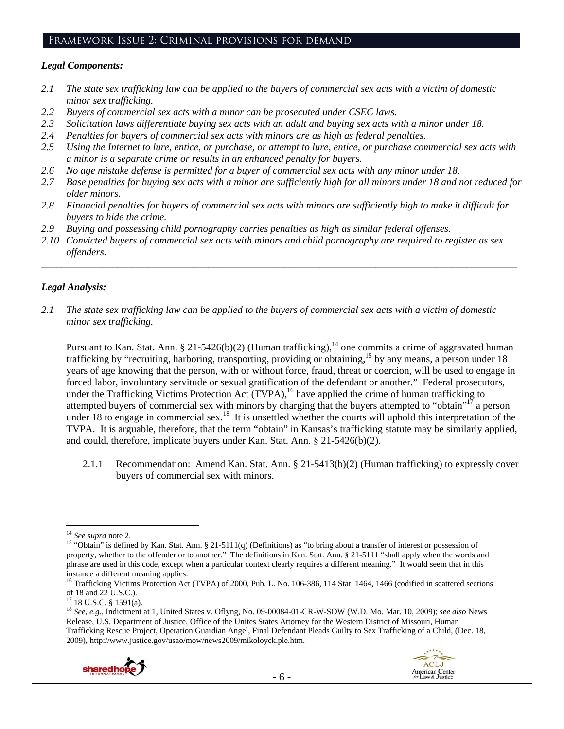## Framework Issue 2: Criminal provisions for demand

***Legal Components:***

*2.1 The state sex trafficking law can be applied to the buyers of commercial sex acts with a victim of domestic minor sex trafficking.*

*2.2 Buyers of commercial sex acts with a minor can be prosecuted under CSEC laws.*

*2.3 Solicitation laws differentiate buying sex acts with an adult and buying sex acts with a minor under 18.*

*2.4 Penalties for buyers of commercial sex acts with minors are as high as federal penalties.*

*2.5 Using the Internet to lure, entice, or purchase, or attempt to lure, entice, or purchase commercial sex acts with a minor is a separate crime or results in an enhanced penalty for buyers.*

*2.6 No age mistake defense is permitted for a buyer of commercial sex acts with any minor under 18.*

*2.7 Base penalties for buying sex acts with a minor are sufficiently high for all minors under 18 and not reduced for older minors.*

*2.8 Financial penalties for buyers of commercial sex acts with minors are sufficiently high to make it difficult for buyers to hide the crime.*

*2.9 Buying and possessing child pornography carries penalties as high as similar federal offenses.*

*2.10 Convicted buyers of commercial sex acts with minors and child pornography are required to register as sex offenders.*

---

***Legal Analysis:***

*2.1 The state sex trafficking law can be applied to the buyers of commercial sex acts with a victim of domestic minor sex trafficking.*

Pursuant to Kan. Stat. Ann. § 21-5426(b)(2) (Human trafficking),[14] one commits a crime of aggravated human trafficking by "recruiting, harboring, transporting, providing or obtaining,[15] by any means, a person under 18 years of age knowing that the person, with or without force, fraud, threat or coercion, will be used to engage in forced labor, involuntary servitude or sexual gratification of the defendant or another." Federal prosecutors, under the Trafficking Victims Protection Act (TVPA),[16] have applied the crime of human trafficking to attempted buyers of commercial sex with minors by charging that the buyers attempted to "obtain"[17] a person under 18 to engage in commercial sex.[18] It is unsettled whether the courts will uphold this interpretation of the TVPA. It is arguable, therefore, that the term "obtain" in Kansas's trafficking statute may be similarly applied, and could, therefore, implicate buyers under Kan. Stat. Ann. § 21-5426(b)(2).

2.1.1 Recommendation: Amend Kan. Stat. Ann. § 21-5413(b)(2) (Human trafficking) to expressly cover buyers of commercial sex with minors.

---

[14] *See supra* note 2.

[15] "Obtain" is defined by Kan. Stat. Ann. § 21-5111(q) (Definitions) as "to bring about a transfer of interest or possession of property, whether to the offender or to another." The definitions in Kan. Stat. Ann. § 21-5111 "shall apply when the words and phrase are used in this code, except when a particular context clearly requires a different meaning." It would seem that in this instance a different meaning applies.

[16] Trafficking Victims Protection Act (TVPA) of 2000, Pub. L. No. 106-386, 114 Stat. 1464, 1466 (codified in scattered sections of 18 and 22 U.S.C.).

[17] 18 U.S.C. § 1591(a).

[18] *See, e.g.*, Indictment at 1, United States v. Oflyng, No. 09-00084-01-CR-W-SOW (W.D. Mo. Mar. 10, 2009); *see also* News Release, U.S. Department of Justice, Office of the Unites States Attorney for the Western District of Missouri, Human Trafficking Rescue Project, Operation Guardian Angel, Final Defendant Pleads Guilty to Sex Trafficking of a Child, (Dec. 18, 2009), http://www.justice.gov/usao/mow/news2009/mikoloyck.ple.htm.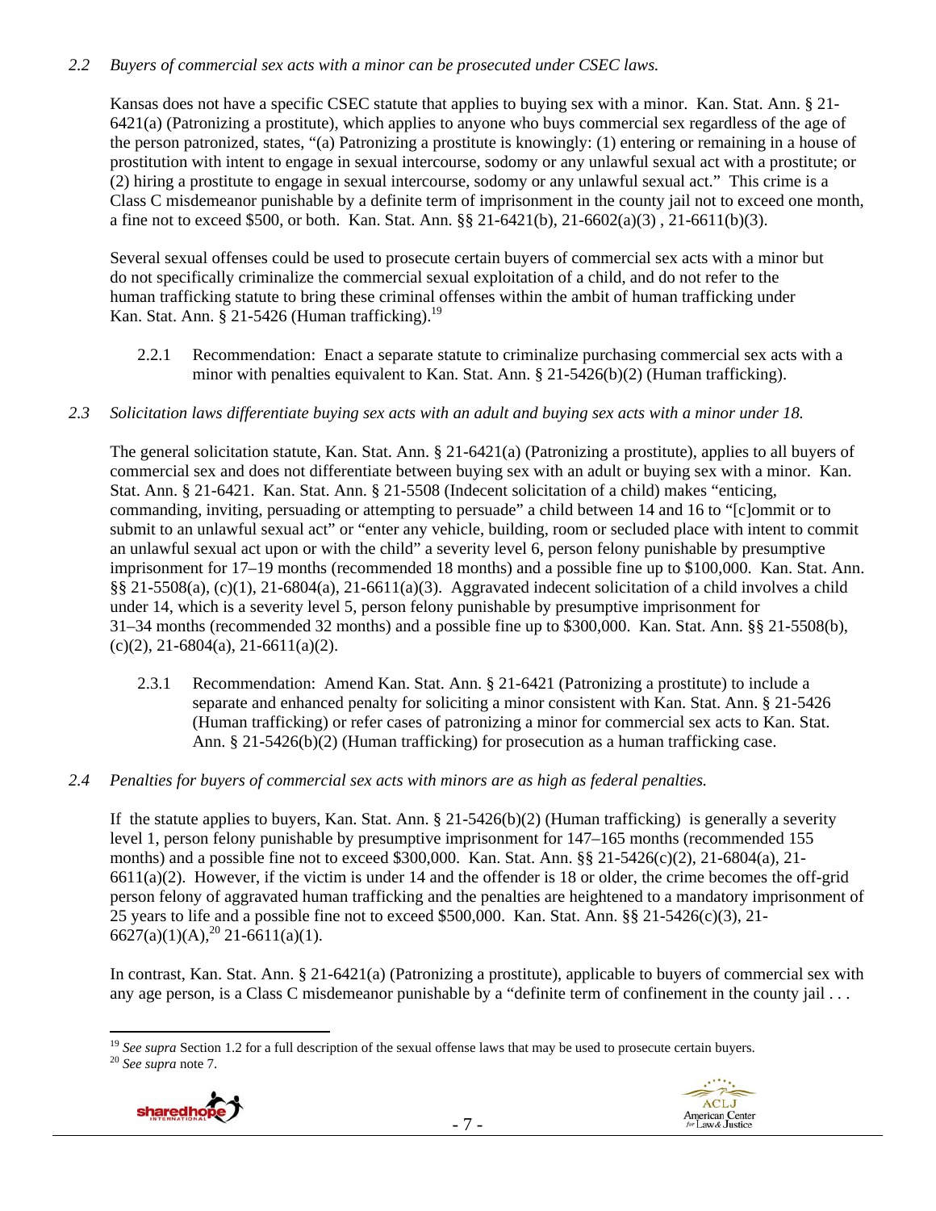*2.2 Buyers of commercial sex acts with a minor can be prosecuted under CSEC laws.*

Kansas does not have a specific CSEC statute that applies to buying sex with a minor. Kan. Stat. Ann. § 21-6421(a) (Patronizing a prostitute), which applies to anyone who buys commercial sex regardless of the age of the person patronized, states, "(a) Patronizing a prostitute is knowingly: (1) entering or remaining in a house of prostitution with intent to engage in sexual intercourse, sodomy or any unlawful sexual act with a prostitute; or (2) hiring a prostitute to engage in sexual intercourse, sodomy or any unlawful sexual act." This crime is a Class C misdemeanor punishable by a definite term of imprisonment in the county jail not to exceed one month, a fine not to exceed $500, or both. Kan. Stat. Ann. §§ 21-6421(b), 21-6602(a)(3) , 21-6611(b)(3).

Several sexual offenses could be used to prosecute certain buyers of commercial sex acts with a minor but do not specifically criminalize the commercial sexual exploitation of a child, and do not refer to the human trafficking statute to bring these criminal offenses within the ambit of human trafficking under Kan. Stat. Ann. § 21-5426 (Human trafficking).[19]

2.2.1 Recommendation: Enact a separate statute to criminalize purchasing commercial sex acts with a minor with penalties equivalent to Kan. Stat. Ann. § 21-5426(b)(2) (Human trafficking).

*2.3 Solicitation laws differentiate buying sex acts with an adult and buying sex acts with a minor under 18.*

The general solicitation statute, Kan. Stat. Ann. § 21-6421(a) (Patronizing a prostitute), applies to all buyers of commercial sex and does not differentiate between buying sex with an adult or buying sex with a minor. Kan. Stat. Ann. § 21-6421. Kan. Stat. Ann. § 21-5508 (Indecent solicitation of a child) makes "enticing, commanding, inviting, persuading or attempting to persuade" a child between 14 and 16 to "[c]ommit or to submit to an unlawful sexual act" or "enter any vehicle, building, room or secluded place with intent to commit an unlawful sexual act upon or with the child" a severity level 6, person felony punishable by presumptive imprisonment for 17–19 months (recommended 18 months) and a possible fine up to $100,000. Kan. Stat. Ann. §§ 21-5508(a), (c)(1), 21-6804(a), 21-6611(a)(3). Aggravated indecent solicitation of a child involves a child under 14, which is a severity level 5, person felony punishable by presumptive imprisonment for 31–34 months (recommended 32 months) and a possible fine up to $300,000. Kan. Stat. Ann. §§ 21-5508(b), (c)(2), 21-6804(a), 21-6611(a)(2).

2.3.1 Recommendation: Amend Kan. Stat. Ann. § 21-6421 (Patronizing a prostitute) to include a separate and enhanced penalty for soliciting a minor consistent with Kan. Stat. Ann. § 21-5426 (Human trafficking) or refer cases of patronizing a minor for commercial sex acts to Kan. Stat. Ann. § 21-5426(b)(2) (Human trafficking) for prosecution as a human trafficking case.

*2.4 Penalties for buyers of commercial sex acts with minors are as high as federal penalties.*

If the statute applies to buyers, Kan. Stat. Ann. § 21-5426(b)(2) (Human trafficking) is generally a severity level 1, person felony punishable by presumptive imprisonment for 147–165 months (recommended 155 months) and a possible fine not to exceed $300,000. Kan. Stat. Ann. §§ 21-5426(c)(2), 21-6804(a), 21-6611(a)(2). However, if the victim is under 14 and the offender is 18 or older, the crime becomes the off-grid person felony of aggravated human trafficking and the penalties are heightened to a mandatory imprisonment of 25 years to life and a possible fine not to exceed $500,000. Kan. Stat. Ann. §§ 21-5426(c)(3), 21-6627(a)(1)(A),[20] 21-6611(a)(1).

In contrast, Kan. Stat. Ann. § 21-6421(a) (Patronizing a prostitute), applicable to buyers of commercial sex with any age person, is a Class C misdemeanor punishable by a "definite term of confinement in the county jail . . .

---

[19] *See supra* Section 1.2 for a full description of the sexual offense laws that may be used to prosecute certain buyers.

[20] *See supra* note 7.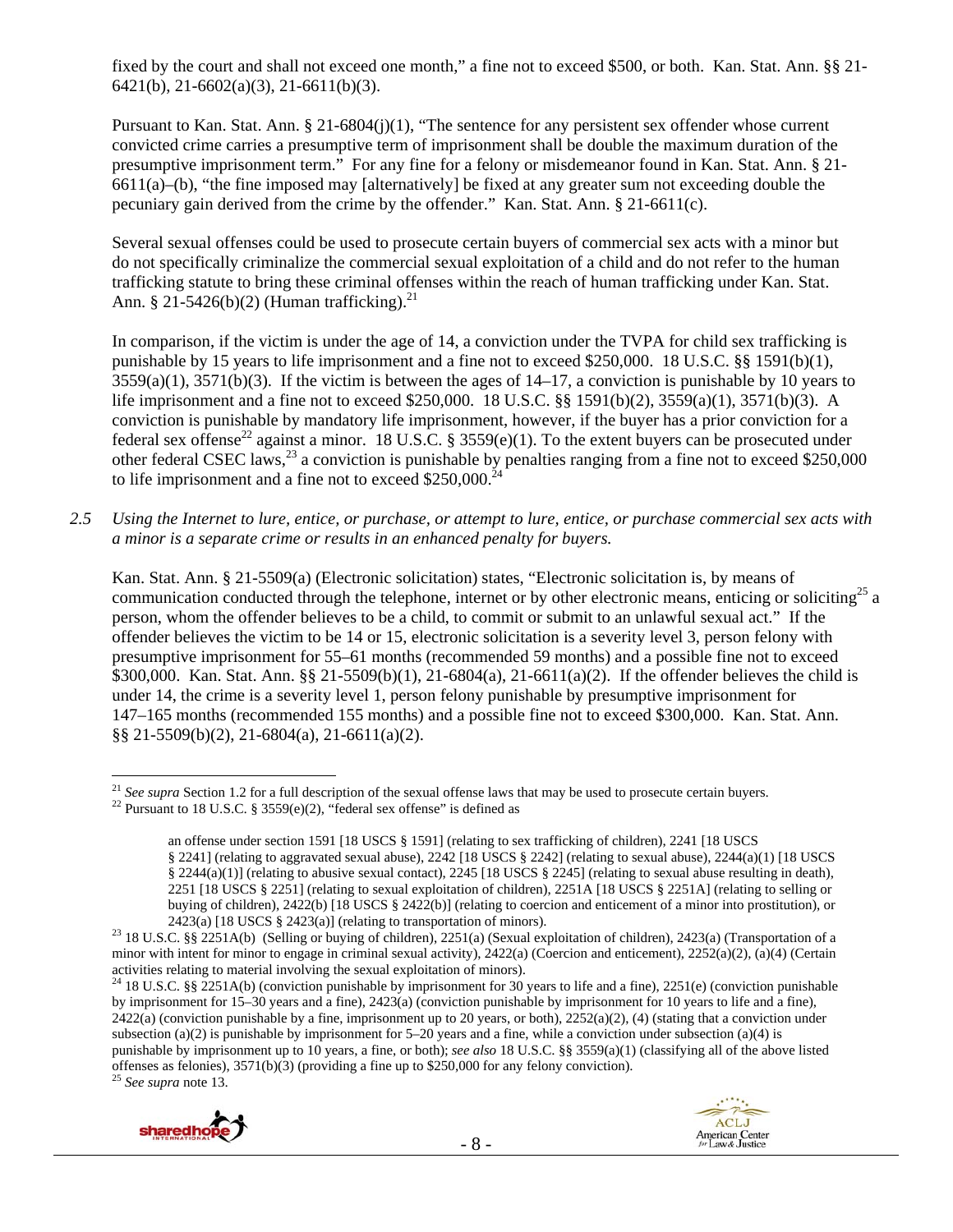fixed by the court and shall not exceed one month," a fine not to exceed $500, or both. Kan. Stat. Ann. §§ 21-6421(b), 21-6602(a)(3), 21-6611(b)(3).

Pursuant to Kan. Stat. Ann. § 21-6804(j)(1), "The sentence for any persistent sex offender whose current convicted crime carries a presumptive term of imprisonment shall be double the maximum duration of the presumptive imprisonment term." For any fine for a felony or misdemeanor found in Kan. Stat. Ann. § 21-6611(a)–(b), "the fine imposed may [alternatively] be fixed at any greater sum not exceeding double the pecuniary gain derived from the crime by the offender." Kan. Stat. Ann. § 21-6611(c).

Several sexual offenses could be used to prosecute certain buyers of commercial sex acts with a minor but do not specifically criminalize the commercial sexual exploitation of a child and do not refer to the human trafficking statute to bring these criminal offenses within the reach of human trafficking under Kan. Stat. Ann. § 21-5426(b)(2) (Human trafficking).[21]

In comparison, if the victim is under the age of 14, a conviction under the TVPA for child sex trafficking is punishable by 15 years to life imprisonment and a fine not to exceed $250,000. 18 U.S.C. §§ 1591(b)(1), 3559(a)(1), 3571(b)(3). If the victim is between the ages of 14–17, a conviction is punishable by 10 years to life imprisonment and a fine not to exceed $250,000. 18 U.S.C. §§ 1591(b)(2), 3559(a)(1), 3571(b)(3). A conviction is punishable by mandatory life imprisonment, however, if the buyer has a prior conviction for a federal sex offense[22] against a minor. 18 U.S.C. § 3559(e)(1). To the extent buyers can be prosecuted under other federal CSEC laws,[23] a conviction is punishable by penalties ranging from a fine not to exceed $250,000 to life imprisonment and a fine not to exceed $250,000.[24]

*2.5 Using the Internet to lure, entice, or purchase, or attempt to lure, entice, or purchase commercial sex acts with a minor is a separate crime or results in an enhanced penalty for buyers.*

Kan. Stat. Ann. § 21-5509(a) (Electronic solicitation) states, "Electronic solicitation is, by means of communication conducted through the telephone, internet or by other electronic means, enticing or soliciting[25] a person, whom the offender believes to be a child, to commit or submit to an unlawful sexual act." If the offender believes the victim to be 14 or 15, electronic solicitation is a severity level 3, person felony with presumptive imprisonment for 55–61 months (recommended 59 months) and a possible fine not to exceed $300,000. Kan. Stat. Ann. §§ 21-5509(b)(1), 21-6804(a), 21-6611(a)(2). If the offender believes the child is under 14, the crime is a severity level 1, person felony punishable by presumptive imprisonment for 147–165 months (recommended 155 months) and a possible fine not to exceed $300,000. Kan. Stat. Ann. §§ 21-5509(b)(2), 21-6804(a), 21-6611(a)(2).

---

[21] *See supra* Section 1.2 for a full description of the sexual offense laws that may be used to prosecute certain buyers.

[22] Pursuant to 18 U.S.C. § 3559(e)(2), "federal sex offense" is defined as

> an offense under section 1591 [18 USCS § 1591] (relating to sex trafficking of children), 2241 [18 USCS § 2241] (relating to aggravated sexual abuse), 2242 [18 USCS § 2242] (relating to sexual abuse), 2244(a)(1) [18 USCS § 2244(a)(1)] (relating to abusive sexual contact), 2245 [18 USCS § 2245] (relating to sexual abuse resulting in death), 2251 [18 USCS § 2251] (relating to sexual exploitation of children), 2251A [18 USCS § 2251A] (relating to selling or buying of children), 2422(b) [18 USCS § 2422(b)] (relating to coercion and enticement of a minor into prostitution), or 2423(a) [18 USCS § 2423(a)] (relating to transportation of minors).

[23] 18 U.S.C. §§ 2251A(b) (Selling or buying of children), 2251(a) (Sexual exploitation of children), 2423(a) (Transportation of a minor with intent for minor to engage in criminal sexual activity), 2422(a) (Coercion and enticement), 2252(a)(2), (a)(4) (Certain activities relating to material involving the sexual exploitation of minors).

[24] 18 U.S.C. §§ 2251A(b) (conviction punishable by imprisonment for 30 years to life and a fine), 2251(e) (conviction punishable by imprisonment for 15–30 years and a fine), 2423(a) (conviction punishable by imprisonment for 10 years to life and a fine), 2422(a) (conviction punishable by a fine, imprisonment up to 20 years, or both), 2252(a)(2), (4) (stating that a conviction under subsection (a)(2) is punishable by imprisonment for 5–20 years and a fine, while a conviction under subsection (a)(4) is punishable by imprisonment up to 10 years, a fine, or both); *see also* 18 U.S.C. §§ 3559(a)(1) (classifying all of the above listed offenses as felonies), 3571(b)(3) (providing a fine up to $250,000 for any felony conviction).

[25] *See supra* note 13.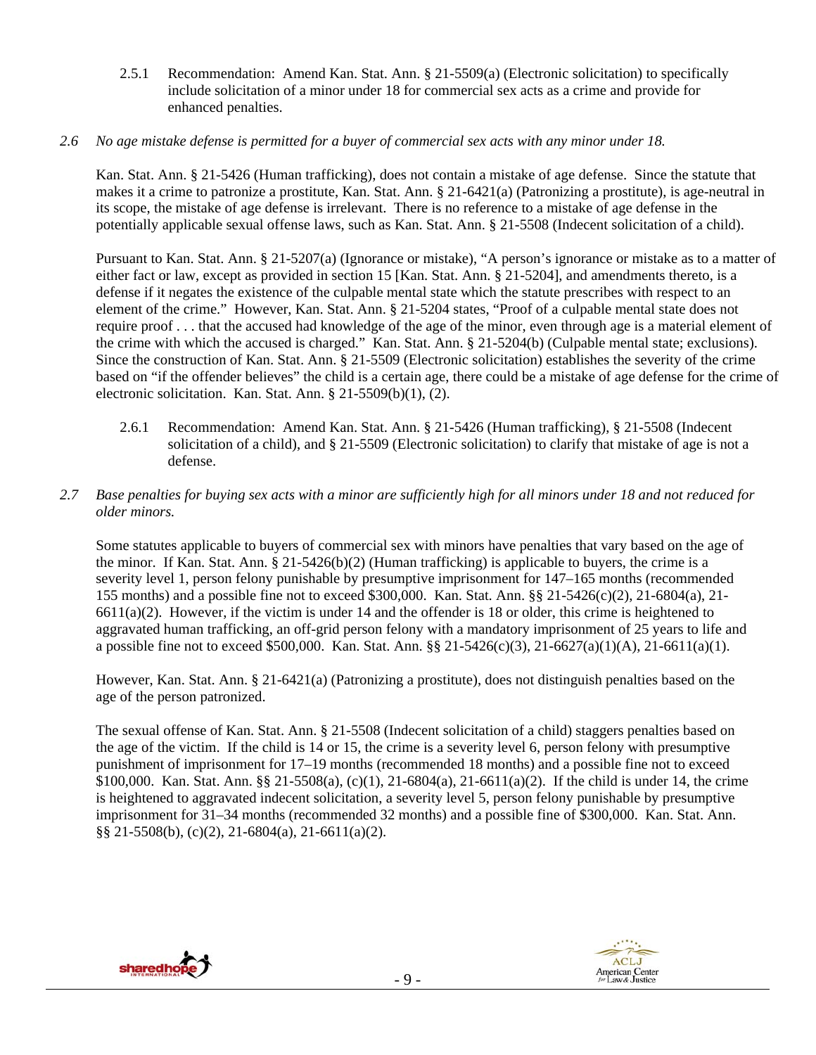2.5.1 Recommendation: Amend Kan. Stat. Ann. § 21-5509(a) (Electronic solicitation) to specifically include solicitation of a minor under 18 for commercial sex acts as a crime and provide for enhanced penalties.

*2.6 No age mistake defense is permitted for a buyer of commercial sex acts with any minor under 18.*

Kan. Stat. Ann. § 21-5426 (Human trafficking), does not contain a mistake of age defense. Since the statute that makes it a crime to patronize a prostitute, Kan. Stat. Ann. § 21-6421(a) (Patronizing a prostitute), is age-neutral in its scope, the mistake of age defense is irrelevant. There is no reference to a mistake of age defense in the potentially applicable sexual offense laws, such as Kan. Stat. Ann. § 21-5508 (Indecent solicitation of a child).

Pursuant to Kan. Stat. Ann. § 21-5207(a) (Ignorance or mistake), "A person's ignorance or mistake as to a matter of either fact or law, except as provided in section 15 [Kan. Stat. Ann. § 21-5204], and amendments thereto, is a defense if it negates the existence of the culpable mental state which the statute prescribes with respect to an element of the crime." However, Kan. Stat. Ann. § 21-5204 states, "Proof of a culpable mental state does not require proof . . . that the accused had knowledge of the age of the minor, even through age is a material element of the crime with which the accused is charged." Kan. Stat. Ann. § 21-5204(b) (Culpable mental state; exclusions). Since the construction of Kan. Stat. Ann. § 21-5509 (Electronic solicitation) establishes the severity of the crime based on "if the offender believes" the child is a certain age, there could be a mistake of age defense for the crime of electronic solicitation. Kan. Stat. Ann. § 21-5509(b)(1), (2).

2.6.1 Recommendation: Amend Kan. Stat. Ann. § 21-5426 (Human trafficking), § 21-5508 (Indecent solicitation of a child), and § 21-5509 (Electronic solicitation) to clarify that mistake of age is not a defense.

*2.7 Base penalties for buying sex acts with a minor are sufficiently high for all minors under 18 and not reduced for older minors.*

Some statutes applicable to buyers of commercial sex with minors have penalties that vary based on the age of the minor. If Kan. Stat. Ann. § 21-5426(b)(2) (Human trafficking) is applicable to buyers, the crime is a severity level 1, person felony punishable by presumptive imprisonment for 147–165 months (recommended 155 months) and a possible fine not to exceed $300,000. Kan. Stat. Ann. §§ 21-5426(c)(2), 21-6804(a), 21-6611(a)(2). However, if the victim is under 14 and the offender is 18 or older, this crime is heightened to aggravated human trafficking, an off-grid person felony with a mandatory imprisonment of 25 years to life and a possible fine not to exceed $500,000. Kan. Stat. Ann. §§ 21-5426(c)(3), 21-6627(a)(1)(A), 21-6611(a)(1).

However, Kan. Stat. Ann. § 21-6421(a) (Patronizing a prostitute), does not distinguish penalties based on the age of the person patronized.

The sexual offense of Kan. Stat. Ann. § 21-5508 (Indecent solicitation of a child) staggers penalties based on the age of the victim. If the child is 14 or 15, the crime is a severity level 6, person felony with presumptive punishment of imprisonment for 17–19 months (recommended 18 months) and a possible fine not to exceed $100,000. Kan. Stat. Ann. §§ 21-5508(a), (c)(1), 21-6804(a), 21-6611(a)(2). If the child is under 14, the crime is heightened to aggravated indecent solicitation, a severity level 5, person felony punishable by presumptive imprisonment for 31–34 months (recommended 32 months) and a possible fine of $300,000. Kan. Stat. Ann. §§ 21-5508(b), (c)(2), 21-6804(a), 21-6611(a)(2).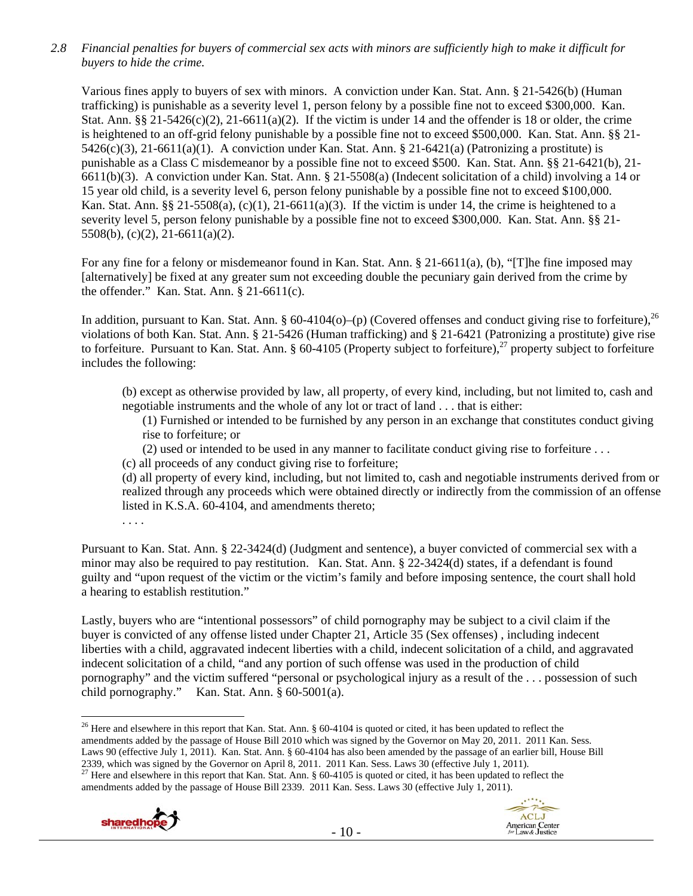*2.8 Financial penalties for buyers of commercial sex acts with minors are sufficiently high to make it difficult for buyers to hide the crime.*

Various fines apply to buyers of sex with minors. A conviction under Kan. Stat. Ann. § 21-5426(b) (Human trafficking) is punishable as a severity level 1, person felony by a possible fine not to exceed $300,000. Kan. Stat. Ann. §§ 21-5426(c)(2), 21-6611(a)(2). If the victim is under 14 and the offender is 18 or older, the crime is heightened to an off-grid felony punishable by a possible fine not to exceed $500,000. Kan. Stat. Ann. §§ 21-5426(c)(3), 21-6611(a)(1). A conviction under Kan. Stat. Ann. § 21-6421(a) (Patronizing a prostitute) is punishable as a Class C misdemeanor by a possible fine not to exceed $500. Kan. Stat. Ann. §§ 21-6421(b), 21-6611(b)(3). A conviction under Kan. Stat. Ann. § 21-5508(a) (Indecent solicitation of a child) involving a 14 or 15 year old child, is a severity level 6, person felony punishable by a possible fine not to exceed $100,000. Kan. Stat. Ann. §§ 21-5508(a), (c)(1), 21-6611(a)(3). If the victim is under 14, the crime is heightened to a severity level 5, person felony punishable by a possible fine not to exceed $300,000. Kan. Stat. Ann. §§ 21-5508(b), (c)(2), 21-6611(a)(2).

For any fine for a felony or misdemeanor found in Kan. Stat. Ann. § 21-6611(a), (b), "[T]he fine imposed may [alternatively] be fixed at any greater sum not exceeding double the pecuniary gain derived from the crime by the offender." Kan. Stat. Ann. § 21-6611(c).

In addition, pursuant to Kan. Stat. Ann. § 60-4104(o)–(p) (Covered offenses and conduct giving rise to forfeiture),[26] violations of both Kan. Stat. Ann. § 21-5426 (Human trafficking) and § 21-6421 (Patronizing a prostitute) give rise to forfeiture. Pursuant to Kan. Stat. Ann. § 60-4105 (Property subject to forfeiture),[27] property subject to forfeiture includes the following:

> (b) except as otherwise provided by law, all property, of every kind, including, but not limited to, cash and negotiable instruments and the whole of any lot or tract of land . . . that is either:
>
> (1) Furnished or intended to be furnished by any person in an exchange that constitutes conduct giving rise to forfeiture; or
>
> (2) used or intended to be used in any manner to facilitate conduct giving rise to forfeiture . . .
>
> (c) all proceeds of any conduct giving rise to forfeiture;
>
> (d) all property of every kind, including, but not limited to, cash and negotiable instruments derived from or realized through any proceeds which were obtained directly or indirectly from the commission of an offense listed in K.S.A. 60-4104, and amendments thereto;
>
> . . . .

Pursuant to Kan. Stat. Ann. § 22-3424(d) (Judgment and sentence), a buyer convicted of commercial sex with a minor may also be required to pay restitution. Kan. Stat. Ann. § 22-3424(d) states, if a defendant is found guilty and "upon request of the victim or the victim's family and before imposing sentence, the court shall hold a hearing to establish restitution."

Lastly, buyers who are "intentional possessors" of child pornography may be subject to a civil claim if the buyer is convicted of any offense listed under Chapter 21, Article 35 (Sex offenses) , including indecent liberties with a child, aggravated indecent liberties with a child, indecent solicitation of a child, and aggravated indecent solicitation of a child, "and any portion of such offense was used in the production of child pornography" and the victim suffered "personal or psychological injury as a result of the . . . possession of such child pornography." Kan. Stat. Ann. § 60-5001(a).

---

[26] Here and elsewhere in this report that Kan. Stat. Ann. § 60-4104 is quoted or cited, it has been updated to reflect the amendments added by the passage of House Bill 2010 which was signed by the Governor on May 20, 2011. 2011 Kan. Sess. Laws 90 (effective July 1, 2011). Kan. Stat. Ann. § 60-4104 has also been amended by the passage of an earlier bill, House Bill 2339, which was signed by the Governor on April 8, 2011. 2011 Kan. Sess. Laws 30 (effective July 1, 2011).

[27] Here and elsewhere in this report that Kan. Stat. Ann. § 60-4105 is quoted or cited, it has been updated to reflect the amendments added by the passage of House Bill 2339. 2011 Kan. Sess. Laws 30 (effective July 1, 2011).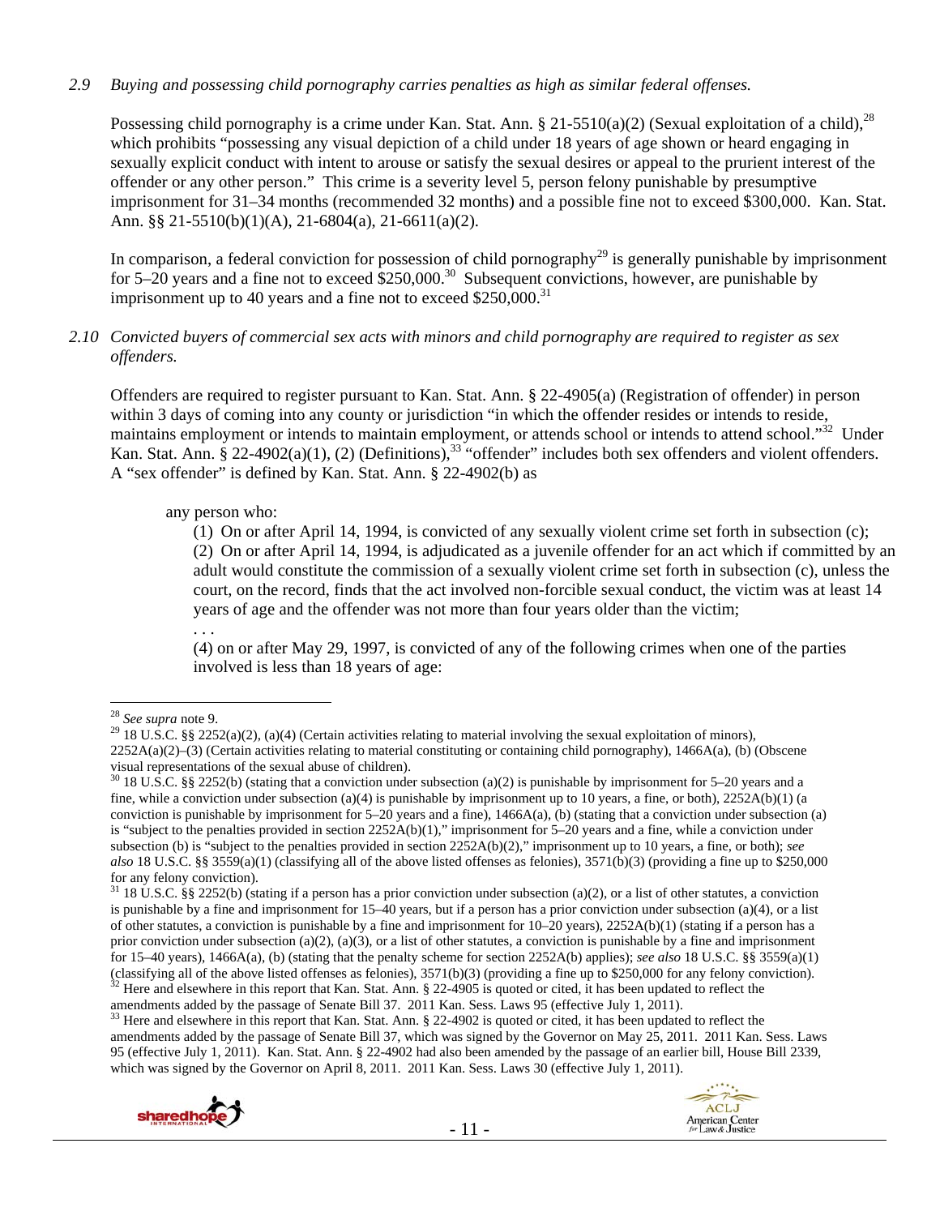*2.9 Buying and possessing child pornography carries penalties as high as similar federal offenses.*

Possessing child pornography is a crime under Kan. Stat. Ann. § 21-5510(a)(2) (Sexual exploitation of a child),[28] which prohibits "possessing any visual depiction of a child under 18 years of age shown or heard engaging in sexually explicit conduct with intent to arouse or satisfy the sexual desires or appeal to the prurient interest of the offender or any other person." This crime is a severity level 5, person felony punishable by presumptive imprisonment for 31–34 months (recommended 32 months) and a possible fine not to exceed $300,000. Kan. Stat. Ann. §§ 21-5510(b)(1)(A), 21-6804(a), 21-6611(a)(2).

In comparison, a federal conviction for possession of child pornography[29] is generally punishable by imprisonment for 5–20 years and a fine not to exceed $250,000.[30] Subsequent convictions, however, are punishable by imprisonment up to 40 years and a fine not to exceed $250,000.[31]

*2.10 Convicted buyers of commercial sex acts with minors and child pornography are required to register as sex offenders.*

Offenders are required to register pursuant to Kan. Stat. Ann. § 22-4905(a) (Registration of offender) in person within 3 days of coming into any county or jurisdiction "in which the offender resides or intends to reside, maintains employment or intends to maintain employment, or attends school or intends to attend school."[32] Under Kan. Stat. Ann. § 22-4902(a)(1), (2) (Definitions),[33] "offender" includes both sex offenders and violent offenders. A "sex offender" is defined by Kan. Stat. Ann. § 22-4902(b) as

> any person who:
>
> (1) On or after April 14, 1994, is convicted of any sexually violent crime set forth in subsection (c);
>
> (2) On or after April 14, 1994, is adjudicated as a juvenile offender for an act which if committed by an adult would constitute the commission of a sexually violent crime set forth in subsection (c), unless the court, on the record, finds that the act involved non-forcible sexual conduct, the victim was at least 14 years of age and the offender was not more than four years older than the victim;
>
> . . .
>
> (4) on or after May 29, 1997, is convicted of any of the following crimes when one of the parties involved is less than 18 years of age:

---

[28] *See supra* note 9.

[29] 18 U.S.C. §§ 2252(a)(2), (a)(4) (Certain activities relating to material involving the sexual exploitation of minors), 2252A(a)(2)–(3) (Certain activities relating to material constituting or containing child pornography), 1466A(a), (b) (Obscene visual representations of the sexual abuse of children).

[30] 18 U.S.C. §§ 2252(b) (stating that a conviction under subsection (a)(2) is punishable by imprisonment for 5–20 years and a fine, while a conviction under subsection (a)(4) is punishable by imprisonment up to 10 years, a fine, or both), 2252A(b)(1) (a conviction is punishable by imprisonment for 5–20 years and a fine), 1466A(a), (b) (stating that a conviction under subsection (a) is "subject to the penalties provided in section 2252A(b)(1)," imprisonment for 5–20 years and a fine, while a conviction under subsection (b) is "subject to the penalties provided in section 2252A(b)(2)," imprisonment up to 10 years, a fine, or both); *see also* 18 U.S.C. §§ 3559(a)(1) (classifying all of the above listed offenses as felonies), 3571(b)(3) (providing a fine up to $250,000 for any felony conviction).

[31] 18 U.S.C. §§ 2252(b) (stating if a person has a prior conviction under subsection (a)(2), or a list of other statutes, a conviction is punishable by a fine and imprisonment for 15–40 years, but if a person has a prior conviction under subsection (a)(4), or a list of other statutes, a conviction is punishable by a fine and imprisonment for 10–20 years), 2252A(b)(1) (stating if a person has a prior conviction under subsection (a)(2), (a)(3), or a list of other statutes, a conviction is punishable by a fine and imprisonment for 15–40 years), 1466A(a), (b) (stating that the penalty scheme for section 2252A(b) applies); *see also* 18 U.S.C. §§ 3559(a)(1) (classifying all of the above listed offenses as felonies), 3571(b)(3) (providing a fine up to $250,000 for any felony conviction).

[32] Here and elsewhere in this report that Kan. Stat. Ann. § 22-4905 is quoted or cited, it has been updated to reflect the amendments added by the passage of Senate Bill 37. 2011 Kan. Sess. Laws 95 (effective July 1, 2011).

[33] Here and elsewhere in this report that Kan. Stat. Ann. § 22-4902 is quoted or cited, it has been updated to reflect the amendments added by the passage of Senate Bill 37, which was signed by the Governor on May 25, 2011. 2011 Kan. Sess. Laws 95 (effective July 1, 2011). Kan. Stat. Ann. § 22-4902 had also been amended by the passage of an earlier bill, House Bill 2339, which was signed by the Governor on April 8, 2011. 2011 Kan. Sess. Laws 30 (effective July 1, 2011).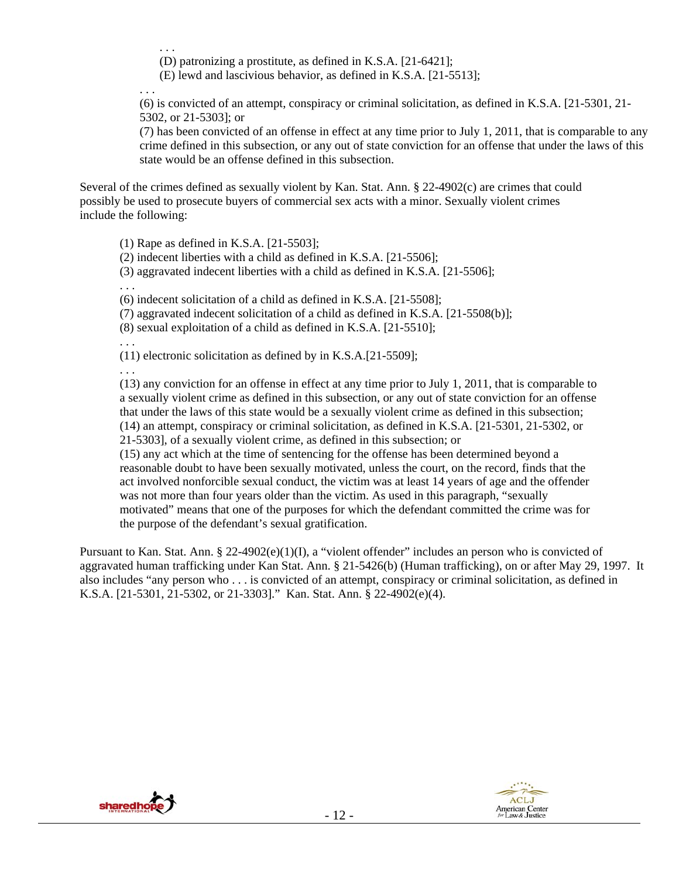. . .

(D) patronizing a prostitute, as defined in K.S.A. [21-6421];

(E) lewd and lascivious behavior, as defined in K.S.A. [21-5513];

. . .

(6) is convicted of an attempt, conspiracy or criminal solicitation, as defined in K.S.A. [21-5301, 21-5302, or 21-5303]; or

(7) has been convicted of an offense in effect at any time prior to July 1, 2011, that is comparable to any crime defined in this subsection, or any out of state conviction for an offense that under the laws of this state would be an offense defined in this subsection.

Several of the crimes defined as sexually violent by Kan. Stat. Ann. § 22-4902(c) are crimes that could possibly be used to prosecute buyers of commercial sex acts with a minor. Sexually violent crimes include the following:

> (1) Rape as defined in K.S.A. [21-5503];
>
> (2) indecent liberties with a child as defined in K.S.A. [21-5506];
>
> (3) aggravated indecent liberties with a child as defined in K.S.A. [21-5506];
>
> . . .
>
> (6) indecent solicitation of a child as defined in K.S.A. [21-5508];
>
> (7) aggravated indecent solicitation of a child as defined in K.S.A. [21-5508(b)];
>
> (8) sexual exploitation of a child as defined in K.S.A. [21-5510];
>
> . . .
>
> (11) electronic solicitation as defined by in K.S.A.[21-5509];
>
> . . .
>
> (13) any conviction for an offense in effect at any time prior to July 1, 2011, that is comparable to a sexually violent crime as defined in this subsection, or any out of state conviction for an offense that under the laws of this state would be a sexually violent crime as defined in this subsection;
>
> (14) an attempt, conspiracy or criminal solicitation, as defined in K.S.A. [21-5301, 21-5302, or 21-5303], of a sexually violent crime, as defined in this subsection; or
>
> (15) any act which at the time of sentencing for the offense has been determined beyond a reasonable doubt to have been sexually motivated, unless the court, on the record, finds that the act involved nonforcible sexual conduct, the victim was at least 14 years of age and the offender was not more than four years older than the victim. As used in this paragraph, "sexually motivated" means that one of the purposes for which the defendant committed the crime was for the purpose of the defendant's sexual gratification.

Pursuant to Kan. Stat. Ann. § 22-4902(e)(1)(I), a "violent offender" includes an person who is convicted of aggravated human trafficking under Kan Stat. Ann. § 21-5426(b) (Human trafficking), on or after May 29, 1997. It also includes "any person who . . . is convicted of an attempt, conspiracy or criminal solicitation, as defined in K.S.A. [21-5301, 21-5302, or 21-3303]." Kan. Stat. Ann. § 22-4902(e)(4).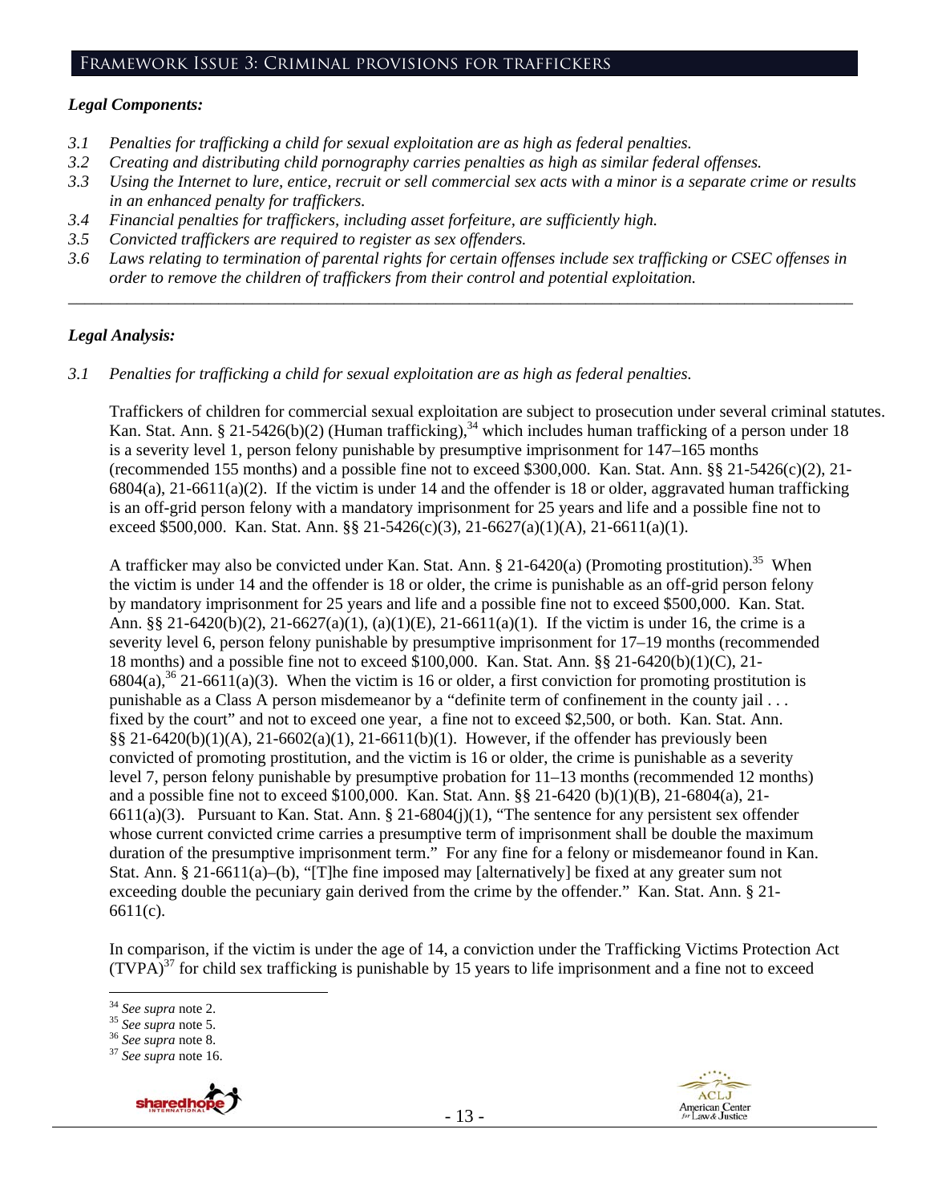## Framework Issue 3: Criminal provisions for traffickers

*Legal Components:*

- *3.1 Penalties for trafficking a child for sexual exploitation are as high as federal penalties.*
- *3.2 Creating and distributing child pornography carries penalties as high as similar federal offenses.*
- *3.3 Using the Internet to lure, entice, recruit or sell commercial sex acts with a minor is a separate crime or results in an enhanced penalty for traffickers.*
- *3.4 Financial penalties for traffickers, including asset forfeiture, are sufficiently high.*
- *3.5 Convicted traffickers are required to register as sex offenders.*
- *3.6 Laws relating to termination of parental rights for certain offenses include sex trafficking or CSEC offenses in order to remove the children of traffickers from their control and potential exploitation.*

---

*Legal Analysis:*

*3.1 Penalties for trafficking a child for sexual exploitation are as high as federal penalties.*

Traffickers of children for commercial sexual exploitation are subject to prosecution under several criminal statutes. Kan. Stat. Ann. § 21-5426(b)(2) (Human trafficking),[34] which includes human trafficking of a person under 18 is a severity level 1, person felony punishable by presumptive imprisonment for 147–165 months (recommended 155 months) and a possible fine not to exceed $300,000. Kan. Stat. Ann. §§ 21-5426(c)(2), 21-6804(a), 21-6611(a)(2). If the victim is under 14 and the offender is 18 or older, aggravated human trafficking is an off-grid person felony with a mandatory imprisonment for 25 years and life and a possible fine not to exceed $500,000. Kan. Stat. Ann. §§ 21-5426(c)(3), 21-6627(a)(1)(A), 21-6611(a)(1).

A trafficker may also be convicted under Kan. Stat. Ann. § 21-6420(a) (Promoting prostitution).[35] When the victim is under 14 and the offender is 18 or older, the crime is punishable as an off-grid person felony by mandatory imprisonment for 25 years and life and a possible fine not to exceed $500,000. Kan. Stat. Ann. §§ 21-6420(b)(2), 21-6627(a)(1), (a)(1)(E), 21-6611(a)(1). If the victim is under 16, the crime is a severity level 6, person felony punishable by presumptive imprisonment for 17–19 months (recommended 18 months) and a possible fine not to exceed $100,000. Kan. Stat. Ann. §§ 21-6420(b)(1)(C), 21-6804(a),[36] 21-6611(a)(3). When the victim is 16 or older, a first conviction for promoting prostitution is punishable as a Class A person misdemeanor by a "definite term of confinement in the county jail . . . fixed by the court" and not to exceed one year, a fine not to exceed $2,500, or both. Kan. Stat. Ann. §§ 21-6420(b)(1)(A), 21-6602(a)(1), 21-6611(b)(1). However, if the offender has previously been convicted of promoting prostitution, and the victim is 16 or older, the crime is punishable as a severity level 7, person felony punishable by presumptive probation for 11–13 months (recommended 12 months) and a possible fine not to exceed $100,000. Kan. Stat. Ann. §§ 21-6420 (b)(1)(B), 21-6804(a), 21-6611(a)(3). Pursuant to Kan. Stat. Ann. § 21-6804(j)(1), "The sentence for any persistent sex offender whose current convicted crime carries a presumptive term of imprisonment shall be double the maximum duration of the presumptive imprisonment term." For any fine for a felony or misdemeanor found in Kan. Stat. Ann. § 21-6611(a)–(b), "[T]he fine imposed may [alternatively] be fixed at any greater sum not exceeding double the pecuniary gain derived from the crime by the offender." Kan. Stat. Ann. § 21-6611(c).

In comparison, if the victim is under the age of 14, a conviction under the Trafficking Victims Protection Act (TVPA)[37] for child sex trafficking is punishable by 15 years to life imprisonment and a fine not to exceed

---

[34] *See supra* note 2.
[35] *See supra* note 5.
[36] *See supra* note 8.
[37] *See supra* note 16.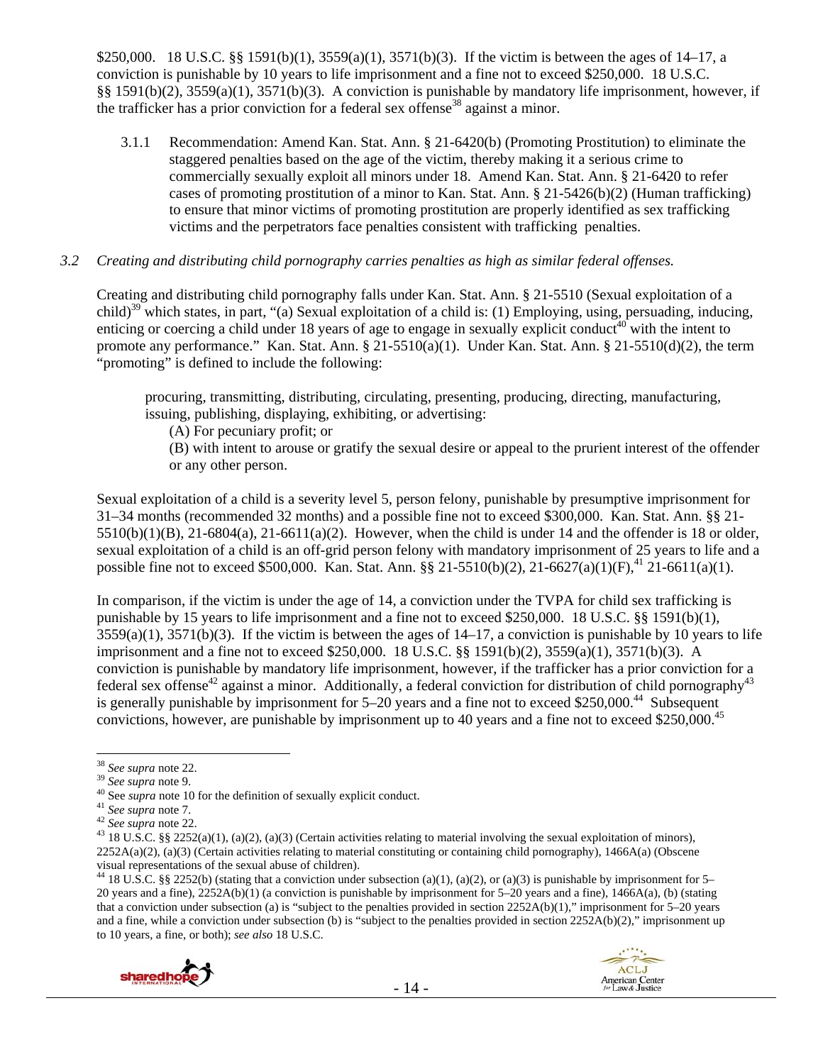$250,000. 18 U.S.C. §§ 1591(b)(1), 3559(a)(1), 3571(b)(3). If the victim is between the ages of 14–17, a conviction is punishable by 10 years to life imprisonment and a fine not to exceed $250,000. 18 U.S.C. §§ 1591(b)(2), 3559(a)(1), 3571(b)(3). A conviction is punishable by mandatory life imprisonment, however, if the trafficker has a prior conviction for a federal sex offense[38] against a minor.

3.1.1 Recommendation: Amend Kan. Stat. Ann. § 21-6420(b) (Promoting Prostitution) to eliminate the staggered penalties based on the age of the victim, thereby making it a serious crime to commercially sexually exploit all minors under 18. Amend Kan. Stat. Ann. § 21-6420 to refer cases of promoting prostitution of a minor to Kan. Stat. Ann. § 21-5426(b)(2) (Human trafficking) to ensure that minor victims of promoting prostitution are properly identified as sex trafficking victims and the perpetrators face penalties consistent with trafficking penalties.

*3.2 Creating and distributing child pornography carries penalties as high as similar federal offenses.*

Creating and distributing child pornography falls under Kan. Stat. Ann. § 21-5510 (Sexual exploitation of a child)[39] which states, in part, "(a) Sexual exploitation of a child is: (1) Employing, using, persuading, inducing, enticing or coercing a child under 18 years of age to engage in sexually explicit conduct[40] with the intent to promote any performance." Kan. Stat. Ann. § 21-5510(a)(1). Under Kan. Stat. Ann. § 21-5510(d)(2), the term "promoting" is defined to include the following:

> procuring, transmitting, distributing, circulating, presenting, producing, directing, manufacturing, issuing, publishing, displaying, exhibiting, or advertising:
> (A) For pecuniary profit; or
> (B) with intent to arouse or gratify the sexual desire or appeal to the prurient interest of the offender or any other person.

Sexual exploitation of a child is a severity level 5, person felony, punishable by presumptive imprisonment for 31–34 months (recommended 32 months) and a possible fine not to exceed $300,000. Kan. Stat. Ann. §§ 21-5510(b)(1)(B), 21-6804(a), 21-6611(a)(2). However, when the child is under 14 and the offender is 18 or older, sexual exploitation of a child is an off-grid person felony with mandatory imprisonment of 25 years to life and a possible fine not to exceed $500,000. Kan. Stat. Ann. §§ 21-5510(b)(2), 21-6627(a)(1)(F),[41] 21-6611(a)(1).

In comparison, if the victim is under the age of 14, a conviction under the TVPA for child sex trafficking is punishable by 15 years to life imprisonment and a fine not to exceed $250,000. 18 U.S.C. §§ 1591(b)(1), 3559(a)(1), 3571(b)(3). If the victim is between the ages of 14–17, a conviction is punishable by 10 years to life imprisonment and a fine not to exceed $250,000. 18 U.S.C. §§ 1591(b)(2), 3559(a)(1), 3571(b)(3). A conviction is punishable by mandatory life imprisonment, however, if the trafficker has a prior conviction for a federal sex offense[42] against a minor. Additionally, a federal conviction for distribution of child pornography[43] is generally punishable by imprisonment for 5–20 years and a fine not to exceed $250,000.[44] Subsequent convictions, however, are punishable by imprisonment up to 40 years and a fine not to exceed $250,000.[45]

---

[38] *See supra* note 22.
[39] *See supra* note 9.
[40] See *supra* note 10 for the definition of sexually explicit conduct.
[41] *See supra* note 7.
[42] *See supra* note 22.
[43] 18 U.S.C. §§ 2252(a)(1), (a)(2), (a)(3) (Certain activities relating to material involving the sexual exploitation of minors), 2252A(a)(2), (a)(3) (Certain activities relating to material constituting or containing child pornography), 1466A(a) (Obscene visual representations of the sexual abuse of children).
[44] 18 U.S.C. §§ 2252(b) (stating that a conviction under subsection (a)(1), (a)(2), or (a)(3) is punishable by imprisonment for 5–20 years and a fine), 2252A(b)(1) (a conviction is punishable by imprisonment for 5–20 years and a fine), 1466A(a), (b) (stating that a conviction under subsection (a) is "subject to the penalties provided in section 2252A(b)(1)," imprisonment for 5–20 years and a fine, while a conviction under subsection (b) is "subject to the penalties provided in section 2252A(b)(2)," imprisonment up to 10 years, a fine, or both); *see also* 18 U.S.C.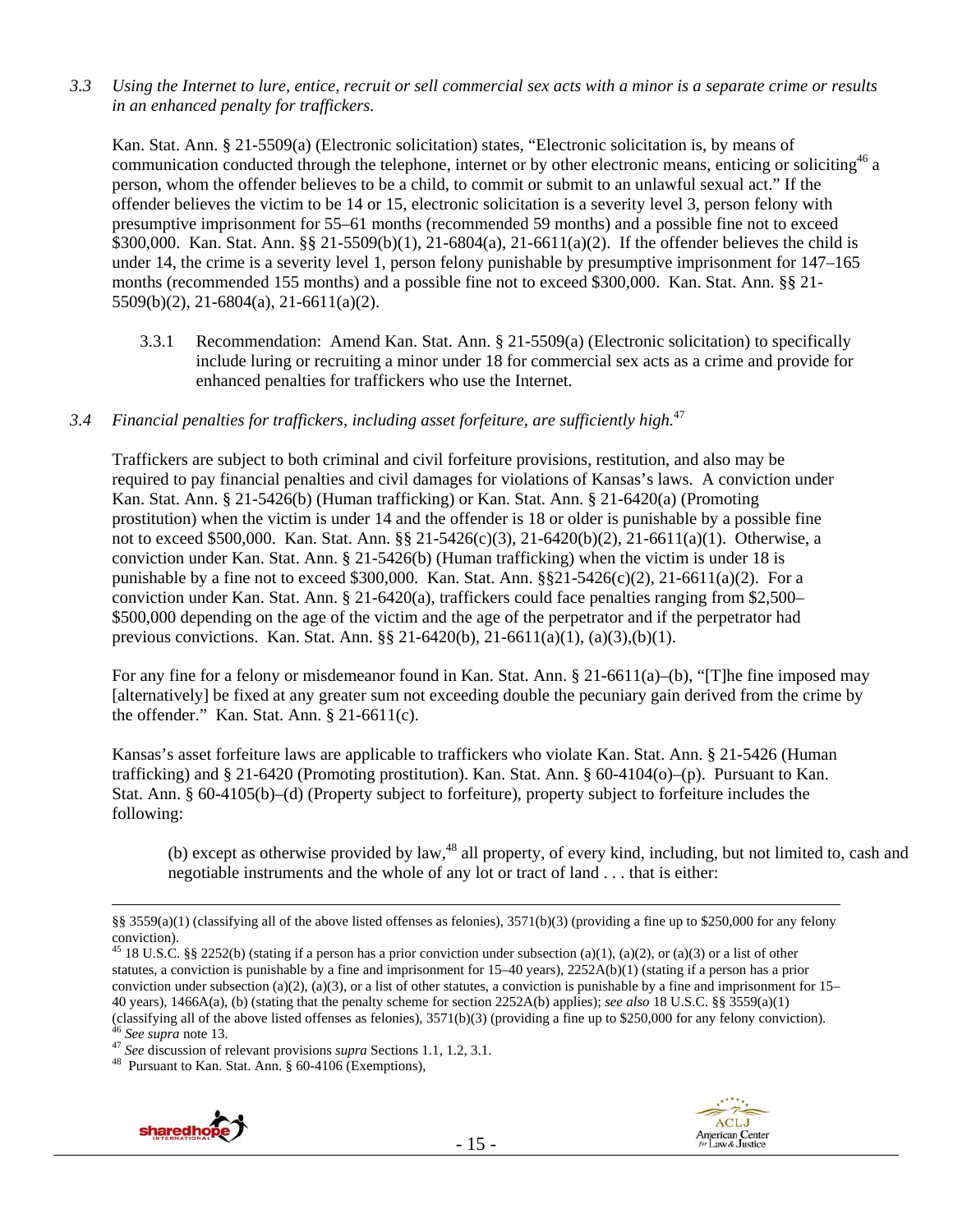*3.3 Using the Internet to lure, entice, recruit or sell commercial sex acts with a minor is a separate crime or results in an enhanced penalty for traffickers.*

Kan. Stat. Ann. § 21-5509(a) (Electronic solicitation) states, "Electronic solicitation is, by means of communication conducted through the telephone, internet or by other electronic means, enticing or soliciting[46] a person, whom the offender believes to be a child, to commit or submit to an unlawful sexual act." If the offender believes the victim to be 14 or 15, electronic solicitation is a severity level 3, person felony with presumptive imprisonment for 55–61 months (recommended 59 months) and a possible fine not to exceed $300,000. Kan. Stat. Ann. §§ 21-5509(b)(1), 21-6804(a), 21-6611(a)(2). If the offender believes the child is under 14, the crime is a severity level 1, person felony punishable by presumptive imprisonment for 147–165 months (recommended 155 months) and a possible fine not to exceed $300,000. Kan. Stat. Ann. §§ 21-5509(b)(2), 21-6804(a), 21-6611(a)(2).

3.3.1 Recommendation: Amend Kan. Stat. Ann. § 21-5509(a) (Electronic solicitation) to specifically include luring or recruiting a minor under 18 for commercial sex acts as a crime and provide for enhanced penalties for traffickers who use the Internet.

*3.4 Financial penalties for traffickers, including asset forfeiture, are sufficiently high.*[47]

Traffickers are subject to both criminal and civil forfeiture provisions, restitution, and also may be required to pay financial penalties and civil damages for violations of Kansas's laws. A conviction under Kan. Stat. Ann. § 21-5426(b) (Human trafficking) or Kan. Stat. Ann. § 21-6420(a) (Promoting prostitution) when the victim is under 14 and the offender is 18 or older is punishable by a possible fine not to exceed $500,000. Kan. Stat. Ann. §§ 21-5426(c)(3), 21-6420(b)(2), 21-6611(a)(1). Otherwise, a conviction under Kan. Stat. Ann. § 21-5426(b) (Human trafficking) when the victim is under 18 is punishable by a fine not to exceed $300,000. Kan. Stat. Ann. §§21-5426(c)(2), 21-6611(a)(2). For a conviction under Kan. Stat. Ann. § 21-6420(a), traffickers could face penalties ranging from $2,500–$500,000 depending on the age of the victim and the age of the perpetrator and if the perpetrator had previous convictions. Kan. Stat. Ann. §§ 21-6420(b), 21-6611(a)(1), (a)(3),(b)(1).

For any fine for a felony or misdemeanor found in Kan. Stat. Ann. § 21-6611(a)–(b), "[T]he fine imposed may [alternatively] be fixed at any greater sum not exceeding double the pecuniary gain derived from the crime by the offender." Kan. Stat. Ann. § 21-6611(c).

Kansas's asset forfeiture laws are applicable to traffickers who violate Kan. Stat. Ann. § 21-5426 (Human trafficking) and § 21-6420 (Promoting prostitution). Kan. Stat. Ann. § 60-4104(o)–(p). Pursuant to Kan. Stat. Ann. § 60-4105(b)–(d) (Property subject to forfeiture), property subject to forfeiture includes the following:

> (b) except as otherwise provided by law,[48] all property, of every kind, including, but not limited to, cash and negotiable instruments and the whole of any lot or tract of land . . . that is either:

---

§§ 3559(a)(1) (classifying all of the above listed offenses as felonies), 3571(b)(3) (providing a fine up to $250,000 for any felony conviction).

[45] 18 U.S.C. §§ 2252(b) (stating if a person has a prior conviction under subsection (a)(1), (a)(2), or (a)(3) or a list of other statutes, a conviction is punishable by a fine and imprisonment for 15–40 years), 2252A(b)(1) (stating if a person has a prior conviction under subsection (a)(2), (a)(3), or a list of other statutes, a conviction is punishable by a fine and imprisonment for 15–40 years), 1466A(a), (b) (stating that the penalty scheme for section 2252A(b) applies); *see also* 18 U.S.C. §§ 3559(a)(1) (classifying all of the above listed offenses as felonies), 3571(b)(3) (providing a fine up to $250,000 for any felony conviction).

[46] *See supra* note 13.

[47] *See* discussion of relevant provisions *supra* Sections 1.1, 1.2, 3.1.

[48] Pursuant to Kan. Stat. Ann. § 60-4106 (Exemptions),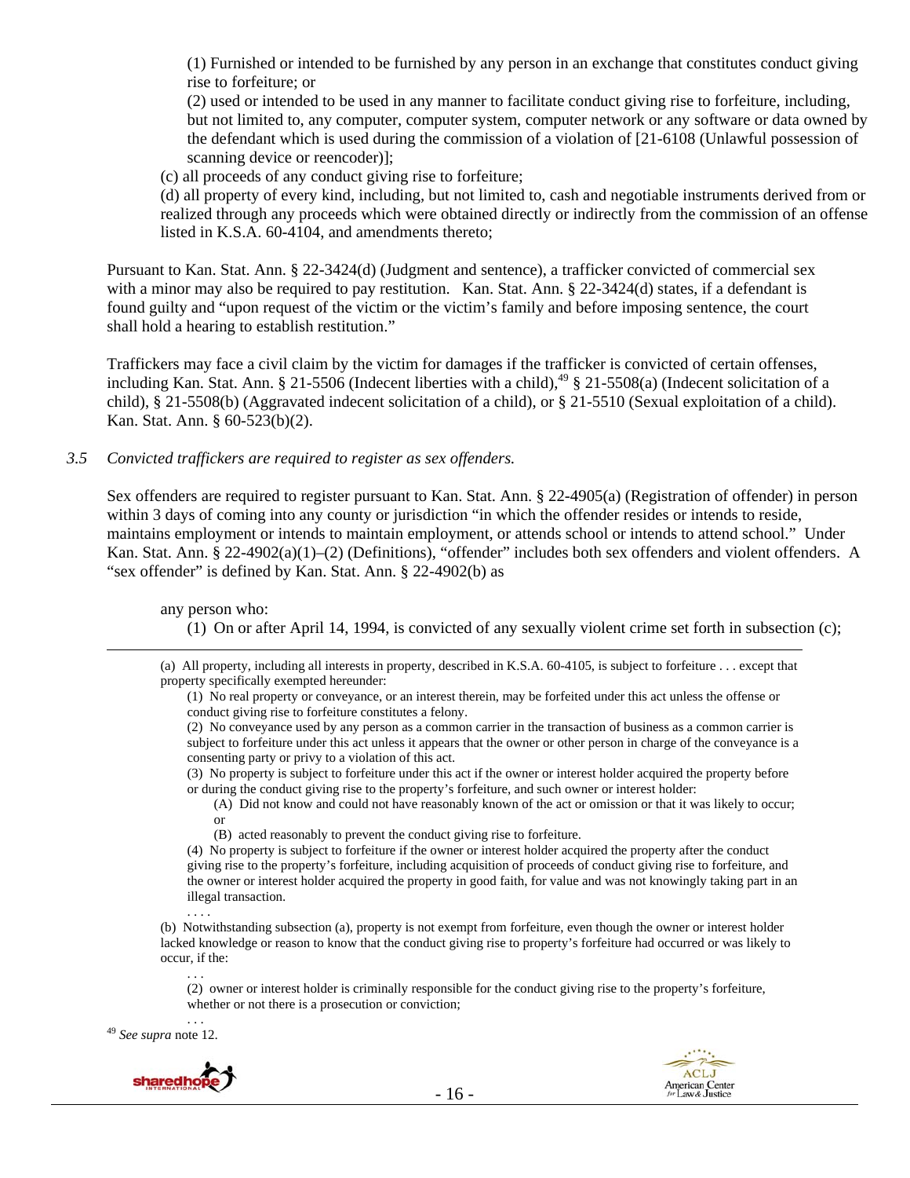(1) Furnished or intended to be furnished by any person in an exchange that constitutes conduct giving rise to forfeiture; or

(2) used or intended to be used in any manner to facilitate conduct giving rise to forfeiture, including, but not limited to, any computer, computer system, computer network or any software or data owned by the defendant which is used during the commission of a violation of [21-6108 (Unlawful possession of scanning device or reencoder)];

(c) all proceeds of any conduct giving rise to forfeiture;

(d) all property of every kind, including, but not limited to, cash and negotiable instruments derived from or realized through any proceeds which were obtained directly or indirectly from the commission of an offense listed in K.S.A. 60-4104, and amendments thereto;

Pursuant to Kan. Stat. Ann. § 22-3424(d) (Judgment and sentence), a trafficker convicted of commercial sex with a minor may also be required to pay restitution. Kan. Stat. Ann. § 22-3424(d) states, if a defendant is found guilty and "upon request of the victim or the victim's family and before imposing sentence, the court shall hold a hearing to establish restitution."

Traffickers may face a civil claim by the victim for damages if the trafficker is convicted of certain offenses, including Kan. Stat. Ann. § 21-5506 (Indecent liberties with a child),[49] § 21-5508(a) (Indecent solicitation of a child), § 21-5508(b) (Aggravated indecent solicitation of a child), or § 21-5510 (Sexual exploitation of a child). Kan. Stat. Ann. § 60-523(b)(2).

*3.5 Convicted traffickers are required to register as sex offenders.*

Sex offenders are required to register pursuant to Kan. Stat. Ann. § 22-4905(a) (Registration of offender) in person within 3 days of coming into any county or jurisdiction "in which the offender resides or intends to reside, maintains employment or intends to maintain employment, or attends school or intends to attend school." Under Kan. Stat. Ann. § 22-4902(a)(1)–(2) (Definitions), "offender" includes both sex offenders and violent offenders. A "sex offender" is defined by Kan. Stat. Ann. § 22-4902(b) as

any person who:

(1) On or after April 14, 1994, is convicted of any sexually violent crime set forth in subsection (c);

---

(a) All property, including all interests in property, described in K.S.A. 60-4105, is subject to forfeiture . . . except that property specifically exempted hereunder:

(1) No real property or conveyance, or an interest therein, may be forfeited under this act unless the offense or conduct giving rise to forfeiture constitutes a felony.

(2) No conveyance used by any person as a common carrier in the transaction of business as a common carrier is subject to forfeiture under this act unless it appears that the owner or other person in charge of the conveyance is a consenting party or privy to a violation of this act.

(3) No property is subject to forfeiture under this act if the owner or interest holder acquired the property before or during the conduct giving rise to the property's forfeiture, and such owner or interest holder:

(A) Did not know and could not have reasonably known of the act or omission or that it was likely to occur; or

(B) acted reasonably to prevent the conduct giving rise to forfeiture.

(4) No property is subject to forfeiture if the owner or interest holder acquired the property after the conduct giving rise to the property's forfeiture, including acquisition of proceeds of conduct giving rise to forfeiture, and the owner or interest holder acquired the property in good faith, for value and was not knowingly taking part in an illegal transaction.

. . . .

(b) Notwithstanding subsection (a), property is not exempt from forfeiture, even though the owner or interest holder lacked knowledge or reason to know that the conduct giving rise to property's forfeiture had occurred or was likely to occur, if the:

. . .

(2) owner or interest holder is criminally responsible for the conduct giving rise to the property's forfeiture, whether or not there is a prosecution or conviction;

. . .

[49] *See supra* note 12.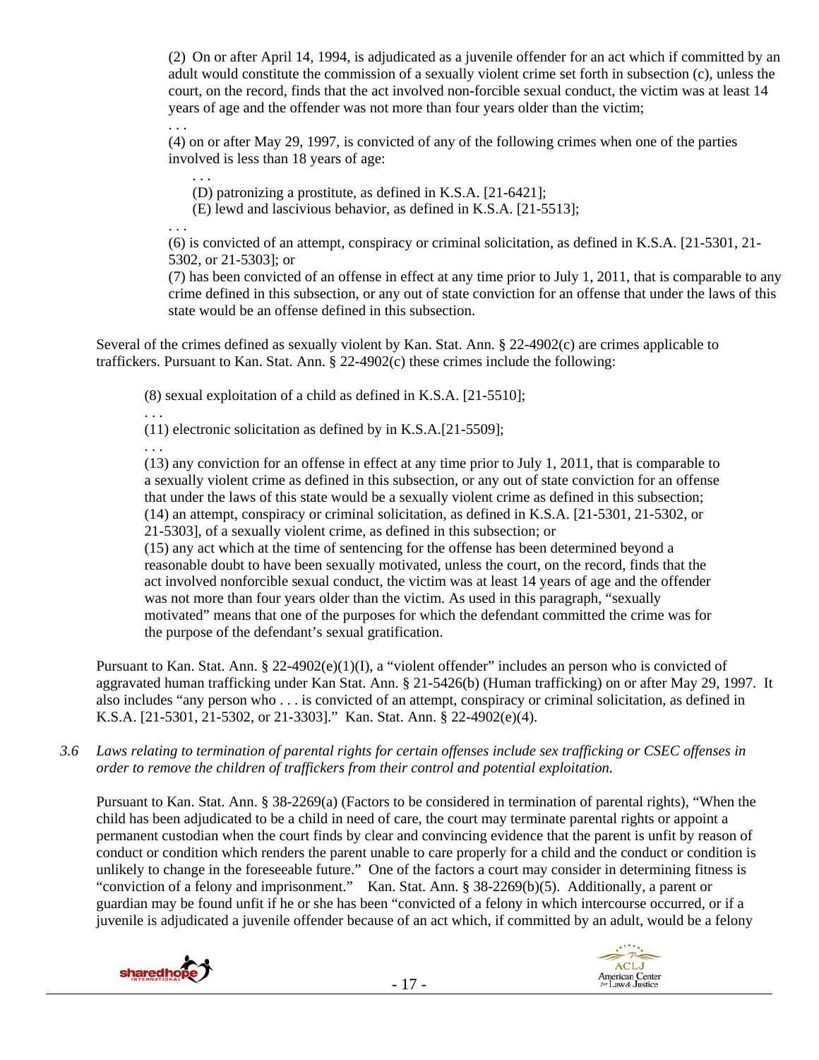(2) On or after April 14, 1994, is adjudicated as a juvenile offender for an act which if committed by an adult would constitute the commission of a sexually violent crime set forth in subsection (c), unless the court, on the record, finds that the act involved non-forcible sexual conduct, the victim was at least 14 years of age and the offender was not more than four years older than the victim;

. . .

(4) on or after May 29, 1997, is convicted of any of the following crimes when one of the parties involved is less than 18 years of age:

. . .

(D) patronizing a prostitute, as defined in K.S.A. [21-6421];

(E) lewd and lascivious behavior, as defined in K.S.A. [21-5513];

. . .

(6) is convicted of an attempt, conspiracy or criminal solicitation, as defined in K.S.A. [21-5301, 21-5302, or 21-5303]; or

(7) has been convicted of an offense in effect at any time prior to July 1, 2011, that is comparable to any crime defined in this subsection, or any out of state conviction for an offense that under the laws of this state would be an offense defined in this subsection.

Several of the crimes defined as sexually violent by Kan. Stat. Ann. § 22-4902(c) are crimes applicable to traffickers. Pursuant to Kan. Stat. Ann. § 22-4902(c) these crimes include the following:

(8) sexual exploitation of a child as defined in K.S.A. [21-5510];

. . .

(11) electronic solicitation as defined by in K.S.A.[21-5509];

. . .

(13) any conviction for an offense in effect at any time prior to July 1, 2011, that is comparable to a sexually violent crime as defined in this subsection, or any out of state conviction for an offense that under the laws of this state would be a sexually violent crime as defined in this subsection;

(14) an attempt, conspiracy or criminal solicitation, as defined in K.S.A. [21-5301, 21-5302, or 21-5303], of a sexually violent crime, as defined in this subsection; or

(15) any act which at the time of sentencing for the offense has been determined beyond a reasonable doubt to have been sexually motivated, unless the court, on the record, finds that the act involved nonforcible sexual conduct, the victim was at least 14 years of age and the offender was not more than four years older than the victim. As used in this paragraph, "sexually motivated" means that one of the purposes for which the defendant committed the crime was for the purpose of the defendant's sexual gratification.

Pursuant to Kan. Stat. Ann. § 22-4902(e)(1)(I), a "violent offender" includes an person who is convicted of aggravated human trafficking under Kan Stat. Ann. § 21-5426(b) (Human trafficking) on or after May 29, 1997. It also includes "any person who . . . is convicted of an attempt, conspiracy or criminal solicitation, as defined in K.S.A. [21-5301, 21-5302, or 21-3303]." Kan. Stat. Ann. § 22-4902(e)(4).

*3.6 Laws relating to termination of parental rights for certain offenses include sex trafficking or CSEC offenses in order to remove the children of traffickers from their control and potential exploitation.*

Pursuant to Kan. Stat. Ann. § 38-2269(a) (Factors to be considered in termination of parental rights), "When the child has been adjudicated to be a child in need of care, the court may terminate parental rights or appoint a permanent custodian when the court finds by clear and convincing evidence that the parent is unfit by reason of conduct or condition which renders the parent unable to care properly for a child and the conduct or condition is unlikely to change in the foreseeable future." One of the factors a court may consider in determining fitness is "conviction of a felony and imprisonment." Kan. Stat. Ann. § 38-2269(b)(5). Additionally, a parent or guardian may be found unfit if he or she has been "convicted of a felony in which intercourse occurred, or if a juvenile is adjudicated a juvenile offender because of an act which, if committed by an adult, would be a felony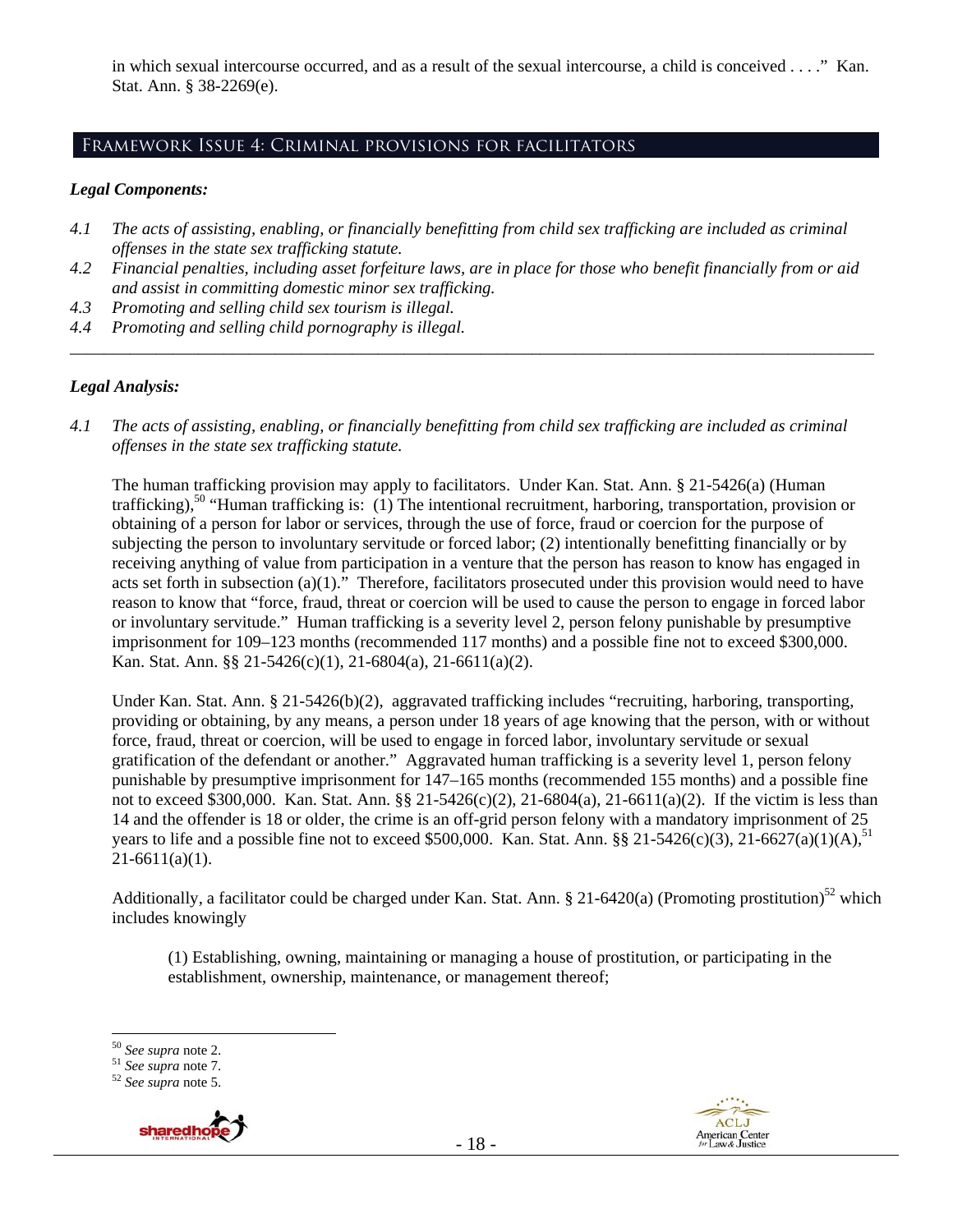in which sexual intercourse occurred, and as a result of the sexual intercourse, a child is conceived . . . ." Kan. Stat. Ann. § 38-2269(e).

## Framework Issue 4: Criminal provisions for facilitators

### *Legal Components:*

*4.1 The acts of assisting, enabling, or financially benefitting from child sex trafficking are included as criminal offenses in the state sex trafficking statute.*

*4.2 Financial penalties, including asset forfeiture laws, are in place for those who benefit financially from or aid and assist in committing domestic minor sex trafficking.*

*4.3 Promoting and selling child sex tourism is illegal.*

*4.4 Promoting and selling child pornography is illegal.*

---

### *Legal Analysis:*

*4.1 The acts of assisting, enabling, or financially benefitting from child sex trafficking are included as criminal offenses in the state sex trafficking statute.*

The human trafficking provision may apply to facilitators. Under Kan. Stat. Ann. § 21-5426(a) (Human trafficking),[50] "Human trafficking is: (1) The intentional recruitment, harboring, transportation, provision or obtaining of a person for labor or services, through the use of force, fraud or coercion for the purpose of subjecting the person to involuntary servitude or forced labor; (2) intentionally benefitting financially or by receiving anything of value from participation in a venture that the person has reason to know has engaged in acts set forth in subsection (a)(1)." Therefore, facilitators prosecuted under this provision would need to have reason to know that "force, fraud, threat or coercion will be used to cause the person to engage in forced labor or involuntary servitude." Human trafficking is a severity level 2, person felony punishable by presumptive imprisonment for 109–123 months (recommended 117 months) and a possible fine not to exceed $300,000. Kan. Stat. Ann. §§ 21-5426(c)(1), 21-6804(a), 21-6611(a)(2).

Under Kan. Stat. Ann. § 21-5426(b)(2), aggravated trafficking includes "recruiting, harboring, transporting, providing or obtaining, by any means, a person under 18 years of age knowing that the person, with or without force, fraud, threat or coercion, will be used to engage in forced labor, involuntary servitude or sexual gratification of the defendant or another." Aggravated human trafficking is a severity level 1, person felony punishable by presumptive imprisonment for 147–165 months (recommended 155 months) and a possible fine not to exceed $300,000. Kan. Stat. Ann. §§ 21-5426(c)(2), 21-6804(a), 21-6611(a)(2). If the victim is less than 14 and the offender is 18 or older, the crime is an off-grid person felony with a mandatory imprisonment of 25 years to life and a possible fine not to exceed $500,000. Kan. Stat. Ann. §§ 21-5426(c)(3), 21-6627(a)(1)(A),[51] 21-6611(a)(1).

Additionally, a facilitator could be charged under Kan. Stat. Ann. § 21-6420(a) (Promoting prostitution)[52] which includes knowingly

> (1) Establishing, owning, maintaining or managing a house of prostitution, or participating in the establishment, ownership, maintenance, or management thereof;

---

[50] *See supra* note 2.

[51] *See supra* note 7.

[52] *See supra* note 5.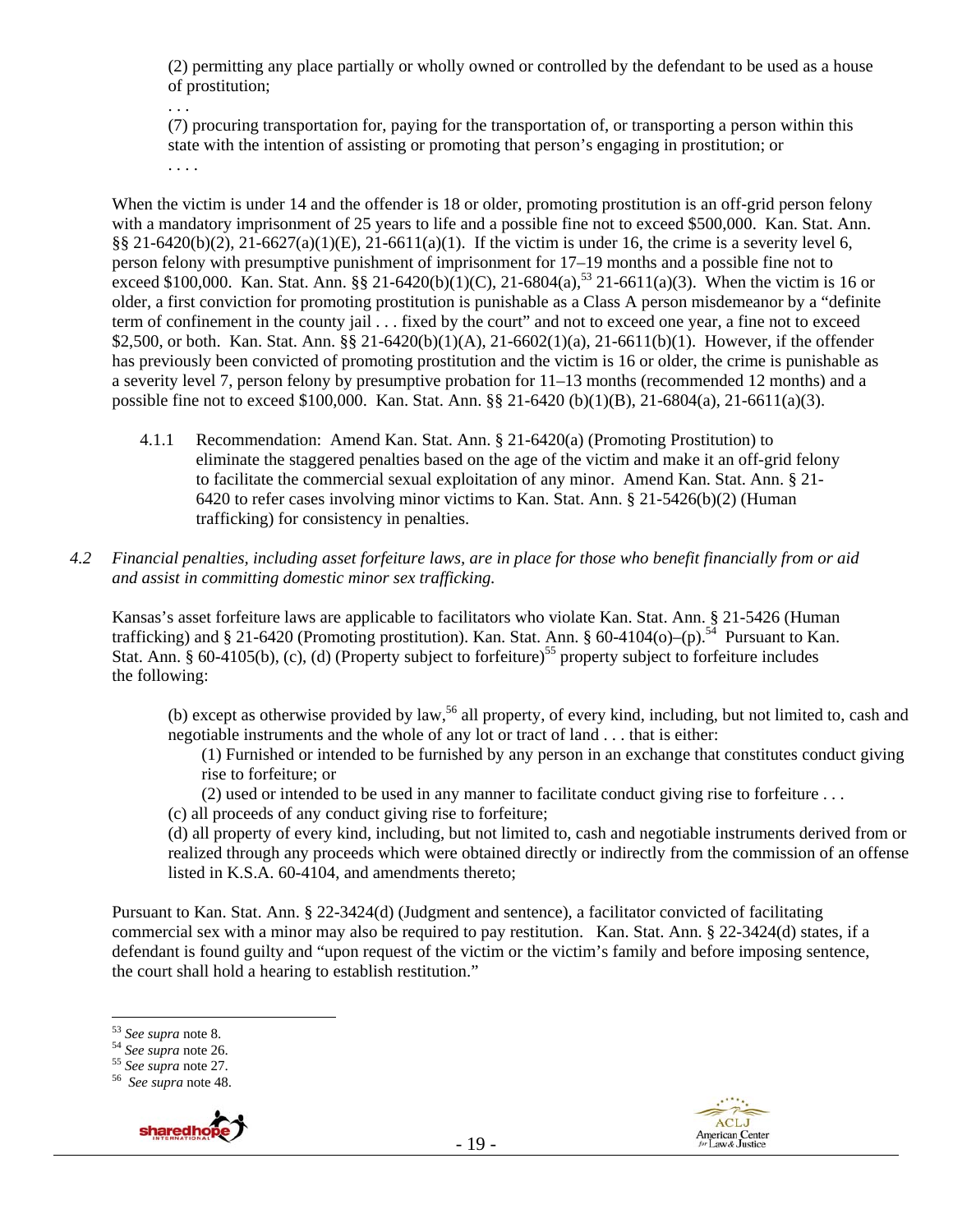(2) permitting any place partially or wholly owned or controlled by the defendant to be used as a house of prostitution;

. . .

(7) procuring transportation for, paying for the transportation of, or transporting a person within this state with the intention of assisting or promoting that person's engaging in prostitution; or

. . . .

When the victim is under 14 and the offender is 18 or older, promoting prostitution is an off-grid person felony with a mandatory imprisonment of 25 years to life and a possible fine not to exceed $500,000. Kan. Stat. Ann. §§ 21-6420(b)(2), 21-6627(a)(1)(E), 21-6611(a)(1). If the victim is under 16, the crime is a severity level 6, person felony with presumptive punishment of imprisonment for 17–19 months and a possible fine not to exceed $100,000. Kan. Stat. Ann. §§ 21-6420(b)(1)(C), 21-6804(a),[53] 21-6611(a)(3). When the victim is 16 or older, a first conviction for promoting prostitution is punishable as a Class A person misdemeanor by a "definite term of confinement in the county jail . . . fixed by the court" and not to exceed one year, a fine not to exceed $2,500, or both. Kan. Stat. Ann. §§ 21-6420(b)(1)(A), 21-6602(1)(a), 21-6611(b)(1). However, if the offender has previously been convicted of promoting prostitution and the victim is 16 or older, the crime is punishable as a severity level 7, person felony by presumptive probation for 11–13 months (recommended 12 months) and a possible fine not to exceed $100,000. Kan. Stat. Ann. §§ 21-6420 (b)(1)(B), 21-6804(a), 21-6611(a)(3).

4.1.1 Recommendation: Amend Kan. Stat. Ann. § 21-6420(a) (Promoting Prostitution) to eliminate the staggered penalties based on the age of the victim and make it an off-grid felony to facilitate the commercial sexual exploitation of any minor. Amend Kan. Stat. Ann. § 21-6420 to refer cases involving minor victims to Kan. Stat. Ann. § 21-5426(b)(2) (Human trafficking) for consistency in penalties.

*4.2 Financial penalties, including asset forfeiture laws, are in place for those who benefit financially from or aid and assist in committing domestic minor sex trafficking.*

Kansas's asset forfeiture laws are applicable to facilitators who violate Kan. Stat. Ann. § 21-5426 (Human trafficking) and § 21-6420 (Promoting prostitution). Kan. Stat. Ann. § 60-4104(o)–(p).[54] Pursuant to Kan. Stat. Ann. § 60-4105(b), (c), (d) (Property subject to forfeiture)[55] property subject to forfeiture includes the following:

(b) except as otherwise provided by law,[56] all property, of every kind, including, but not limited to, cash and negotiable instruments and the whole of any lot or tract of land . . . that is either:

(1) Furnished or intended to be furnished by any person in an exchange that constitutes conduct giving rise to forfeiture; or

(2) used or intended to be used in any manner to facilitate conduct giving rise to forfeiture . . .

(c) all proceeds of any conduct giving rise to forfeiture;

(d) all property of every kind, including, but not limited to, cash and negotiable instruments derived from or realized through any proceeds which were obtained directly or indirectly from the commission of an offense listed in K.S.A. 60-4104, and amendments thereto;

Pursuant to Kan. Stat. Ann. § 22-3424(d) (Judgment and sentence), a facilitator convicted of facilitating commercial sex with a minor may also be required to pay restitution. Kan. Stat. Ann. § 22-3424(d) states, if a defendant is found guilty and "upon request of the victim or the victim's family and before imposing sentence, the court shall hold a hearing to establish restitution."

---

[53] *See supra* note 8.

[54] *See supra* note 26.

[55] *See supra* note 27.

[56] *See supra* note 48.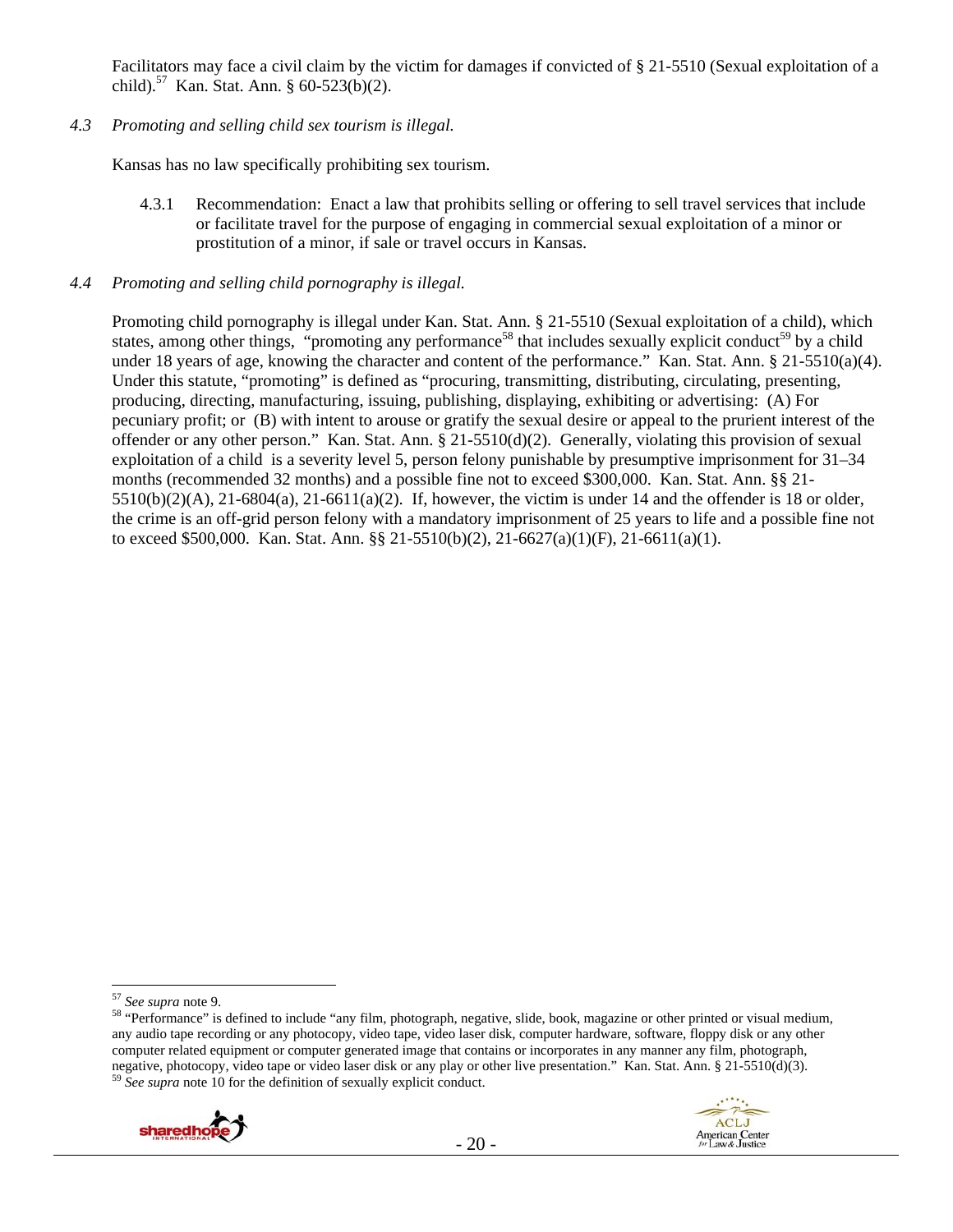Facilitators may face a civil claim by the victim for damages if convicted of § 21-5510 (Sexual exploitation of a child).[57] Kan. Stat. Ann. § 60-523(b)(2).

*4.3 Promoting and selling child sex tourism is illegal.*

Kansas has no law specifically prohibiting sex tourism.

4.3.1 Recommendation: Enact a law that prohibits selling or offering to sell travel services that include or facilitate travel for the purpose of engaging in commercial sexual exploitation of a minor or prostitution of a minor, if sale or travel occurs in Kansas.

*4.4 Promoting and selling child pornography is illegal.*

Promoting child pornography is illegal under Kan. Stat. Ann. § 21-5510 (Sexual exploitation of a child), which states, among other things, "promoting any performance[58] that includes sexually explicit conduct[59] by a child under 18 years of age, knowing the character and content of the performance." Kan. Stat. Ann. § 21-5510(a)(4). Under this statute, "promoting" is defined as "procuring, transmitting, distributing, circulating, presenting, producing, directing, manufacturing, issuing, publishing, displaying, exhibiting or advertising: (A) For pecuniary profit; or (B) with intent to arouse or gratify the sexual desire or appeal to the prurient interest of the offender or any other person." Kan. Stat. Ann. § 21-5510(d)(2). Generally, violating this provision of sexual exploitation of a child is a severity level 5, person felony punishable by presumptive imprisonment for 31–34 months (recommended 32 months) and a possible fine not to exceed $300,000. Kan. Stat. Ann. §§ 21-5510(b)(2)(A), 21-6804(a), 21-6611(a)(2). If, however, the victim is under 14 and the offender is 18 or older, the crime is an off-grid person felony with a mandatory imprisonment of 25 years to life and a possible fine not to exceed $500,000. Kan. Stat. Ann. §§ 21-5510(b)(2), 21-6627(a)(1)(F), 21-6611(a)(1).

---

[57] *See supra* note 9.

[58] "Performance" is defined to include "any film, photograph, negative, slide, book, magazine or other printed or visual medium, any audio tape recording or any photocopy, video tape, video laser disk, computer hardware, software, floppy disk or any other computer related equipment or computer generated image that contains or incorporates in any manner any film, photograph, negative, photocopy, video tape or video laser disk or any play or other live presentation." Kan. Stat. Ann. § 21-5510(d)(3).

[59] *See supra* note 10 for the definition of sexually explicit conduct.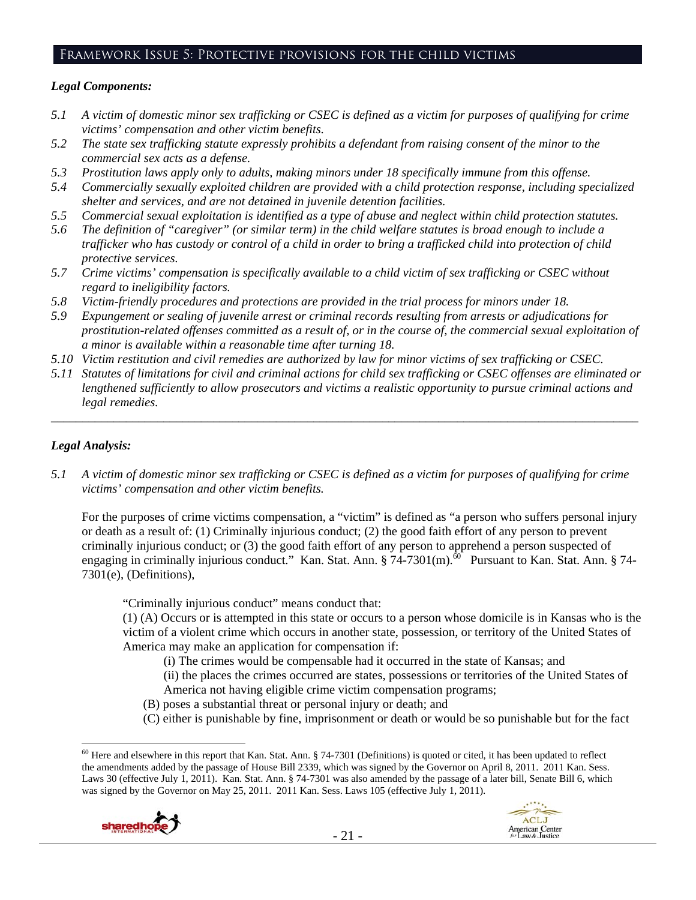## Framework Issue 5: Protective provisions for the child victims

### *Legal Components:*

*5.1 A victim of domestic minor sex trafficking or CSEC is defined as a victim for purposes of qualifying for crime victims' compensation and other victim benefits.*

*5.2 The state sex trafficking statute expressly prohibits a defendant from raising consent of the minor to the commercial sex acts as a defense.*

*5.3 Prostitution laws apply only to adults, making minors under 18 specifically immune from this offense.*

*5.4 Commercially sexually exploited children are provided with a child protection response, including specialized shelter and services, and are not detained in juvenile detention facilities.*

*5.5 Commercial sexual exploitation is identified as a type of abuse and neglect within child protection statutes.*

*5.6 The definition of "caregiver" (or similar term) in the child welfare statutes is broad enough to include a trafficker who has custody or control of a child in order to bring a trafficked child into protection of child protective services.*

*5.7 Crime victims' compensation is specifically available to a child victim of sex trafficking or CSEC without regard to ineligibility factors.*

*5.8 Victim-friendly procedures and protections are provided in the trial process for minors under 18.*

*5.9 Expungement or sealing of juvenile arrest or criminal records resulting from arrests or adjudications for prostitution-related offenses committed as a result of, or in the course of, the commercial sexual exploitation of a minor is available within a reasonable time after turning 18.*

*5.10 Victim restitution and civil remedies are authorized by law for minor victims of sex trafficking or CSEC.*

*5.11 Statutes of limitations for civil and criminal actions for child sex trafficking or CSEC offenses are eliminated or lengthened sufficiently to allow prosecutors and victims a realistic opportunity to pursue criminal actions and legal remedies.*

---

### *Legal Analysis:*

*5.1 A victim of domestic minor sex trafficking or CSEC is defined as a victim for purposes of qualifying for crime victims' compensation and other victim benefits.*

For the purposes of crime victims compensation, a "victim" is defined as "a person who suffers personal injury or death as a result of: (1) Criminally injurious conduct; (2) the good faith effort of any person to prevent criminally injurious conduct; or (3) the good faith effort of any person to apprehend a person suspected of engaging in criminally injurious conduct." Kan. Stat. Ann. § 74-7301(m).[60] Pursuant to Kan. Stat. Ann. § 74-7301(e), (Definitions),

> "Criminally injurious conduct" means conduct that:
>
> (1) (A) Occurs or is attempted in this state or occurs to a person whose domicile is in Kansas who is the victim of a violent crime which occurs in another state, possession, or territory of the United States of America may make an application for compensation if:
>
> (i) The crimes would be compensable had it occurred in the state of Kansas; and
>
> (ii) the places the crimes occurred are states, possessions or territories of the United States of America not having eligible crime victim compensation programs;
>
> (B) poses a substantial threat or personal injury or death; and
>
> (C) either is punishable by fine, imprisonment or death or would be so punishable but for the fact

---

[60] Here and elsewhere in this report that Kan. Stat. Ann. § 74-7301 (Definitions) is quoted or cited, it has been updated to reflect the amendments added by the passage of House Bill 2339, which was signed by the Governor on April 8, 2011. 2011 Kan. Sess. Laws 30 (effective July 1, 2011). Kan. Stat. Ann. § 74-7301 was also amended by the passage of a later bill, Senate Bill 6, which was signed by the Governor on May 25, 2011. 2011 Kan. Sess. Laws 105 (effective July 1, 2011).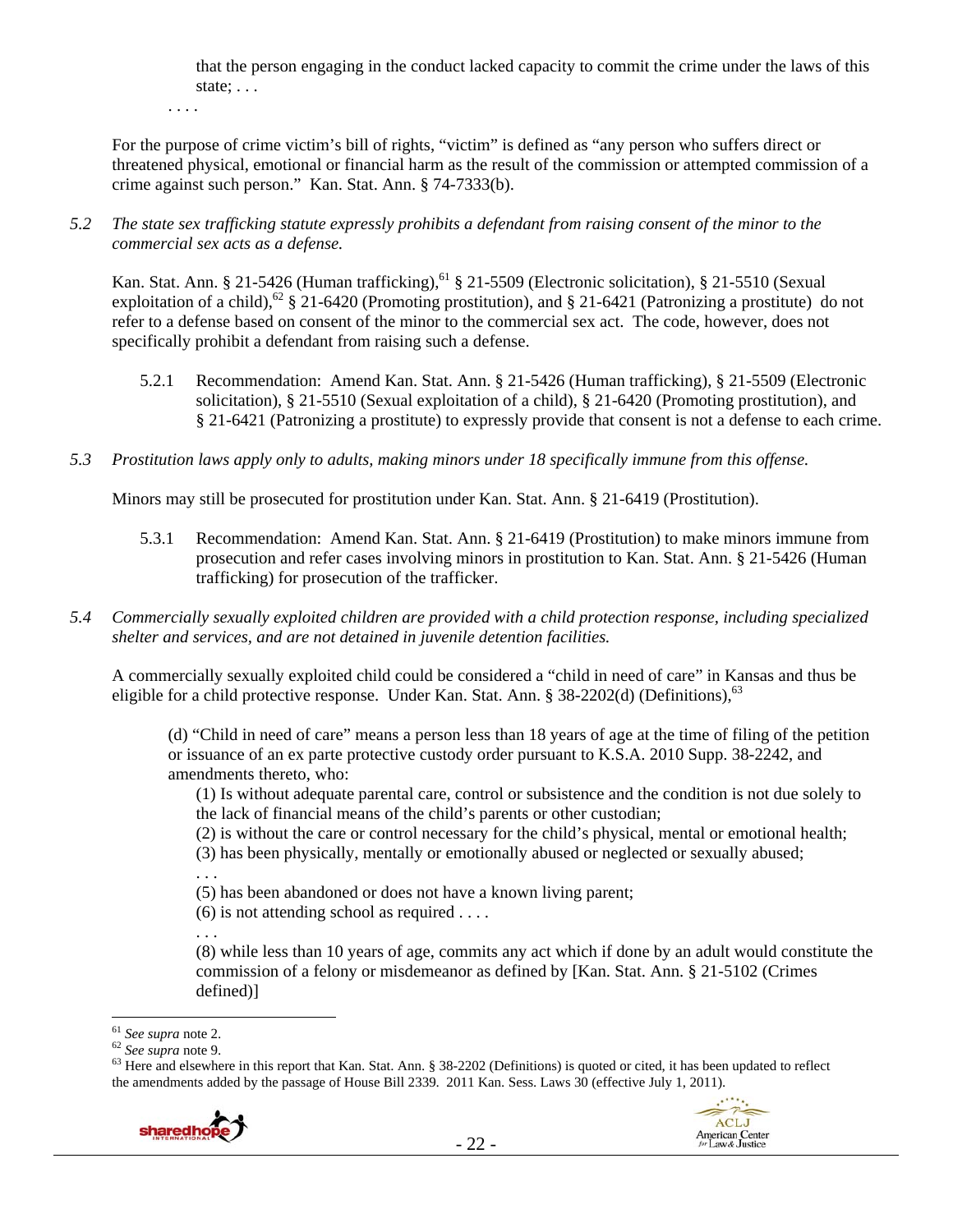that the person engaging in the conduct lacked capacity to commit the crime under the laws of this state; . . .

. . . .

For the purpose of crime victim's bill of rights, "victim" is defined as "any person who suffers direct or threatened physical, emotional or financial harm as the result of the commission or attempted commission of a crime against such person." Kan. Stat. Ann. § 74-7333(b).

*5.2 The state sex trafficking statute expressly prohibits a defendant from raising consent of the minor to the commercial sex acts as a defense.*

Kan. Stat. Ann. § 21-5426 (Human trafficking),[61] § 21-5509 (Electronic solicitation), § 21-5510 (Sexual exploitation of a child),[62] § 21-6420 (Promoting prostitution), and § 21-6421 (Patronizing a prostitute) do not refer to a defense based on consent of the minor to the commercial sex act. The code, however, does not specifically prohibit a defendant from raising such a defense.

5.2.1 Recommendation: Amend Kan. Stat. Ann. § 21-5426 (Human trafficking), § 21-5509 (Electronic solicitation), § 21-5510 (Sexual exploitation of a child), § 21-6420 (Promoting prostitution), and § 21-6421 (Patronizing a prostitute) to expressly provide that consent is not a defense to each crime.

*5.3 Prostitution laws apply only to adults, making minors under 18 specifically immune from this offense.*

Minors may still be prosecuted for prostitution under Kan. Stat. Ann. § 21-6419 (Prostitution).

5.3.1 Recommendation: Amend Kan. Stat. Ann. § 21-6419 (Prostitution) to make minors immune from prosecution and refer cases involving minors in prostitution to Kan. Stat. Ann. § 21-5426 (Human trafficking) for prosecution of the trafficker.

*5.4 Commercially sexually exploited children are provided with a child protection response, including specialized shelter and services, and are not detained in juvenile detention facilities.*

A commercially sexually exploited child could be considered a "child in need of care" in Kansas and thus be eligible for a child protective response. Under Kan. Stat. Ann. § 38-2202(d) (Definitions),[63]

> (d) "Child in need of care" means a person less than 18 years of age at the time of filing of the petition or issuance of an ex parte protective custody order pursuant to K.S.A. 2010 Supp. 38-2242, and amendments thereto, who:
>
> (1) Is without adequate parental care, control or subsistence and the condition is not due solely to the lack of financial means of the child's parents or other custodian;
>
> (2) is without the care or control necessary for the child's physical, mental or emotional health;
>
> (3) has been physically, mentally or emotionally abused or neglected or sexually abused;
>
> . . .
>
> (5) has been abandoned or does not have a known living parent;
>
> (6) is not attending school as required . . . .
>
> . . .
>
> (8) while less than 10 years of age, commits any act which if done by an adult would constitute the commission of a felony or misdemeanor as defined by [Kan. Stat. Ann. § 21-5102 (Crimes defined)]

---

[61] *See supra* note 2.

[62] *See supra* note 9.

[63] Here and elsewhere in this report that Kan. Stat. Ann. § 38-2202 (Definitions) is quoted or cited, it has been updated to reflect the amendments added by the passage of House Bill 2339. 2011 Kan. Sess. Laws 30 (effective July 1, 2011).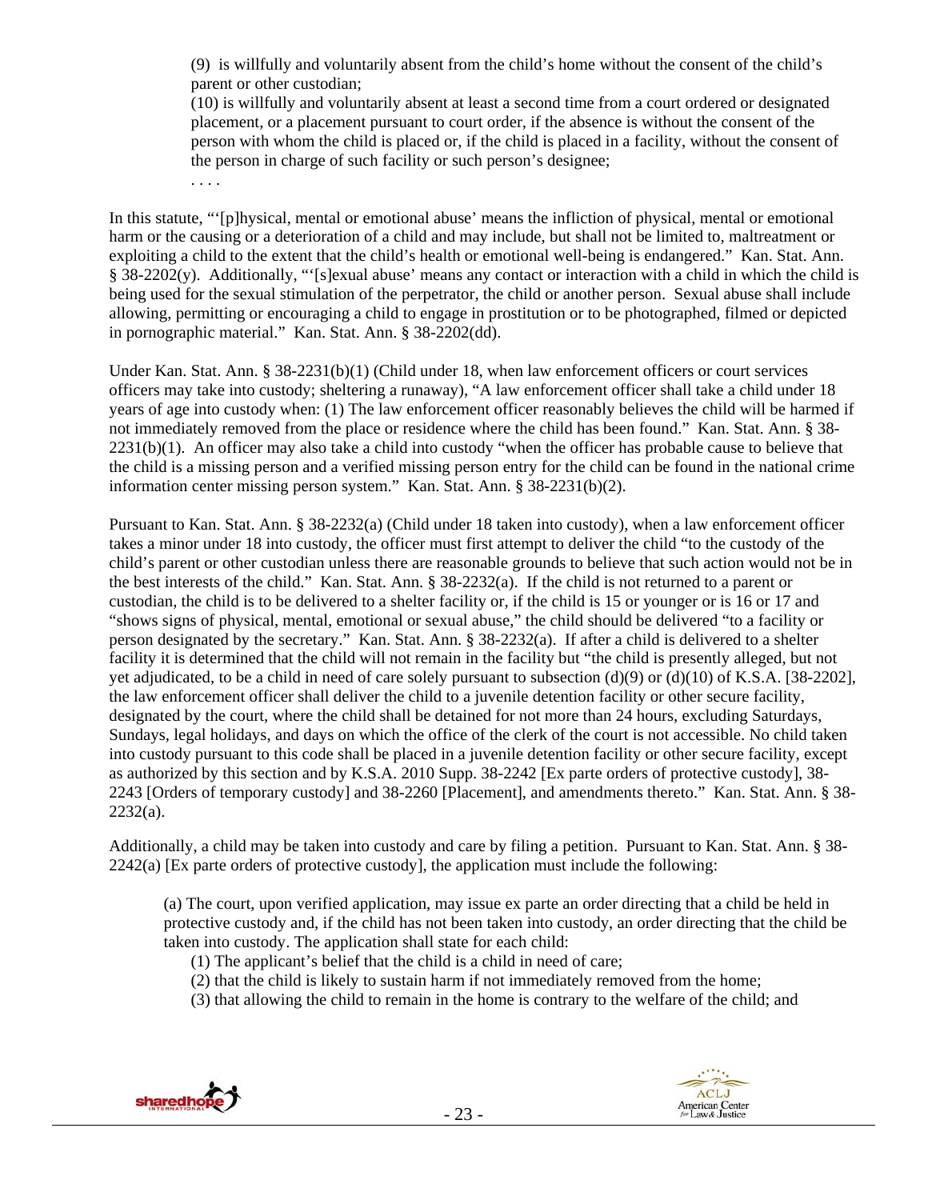(9) is willfully and voluntarily absent from the child's home without the consent of the child's parent or other custodian;

(10) is willfully and voluntarily absent at least a second time from a court ordered or designated placement, or a placement pursuant to court order, if the absence is without the consent of the person with whom the child is placed or, if the child is placed in a facility, without the consent of the person in charge of such facility or such person's designee;

. . . .

In this statute, "'[p]hysical, mental or emotional abuse' means the infliction of physical, mental or emotional harm or the causing or a deterioration of a child and may include, but shall not be limited to, maltreatment or exploiting a child to the extent that the child's health or emotional well-being is endangered." Kan. Stat. Ann. § 38-2202(y). Additionally, "'[s]exual abuse' means any contact or interaction with a child in which the child is being used for the sexual stimulation of the perpetrator, the child or another person. Sexual abuse shall include allowing, permitting or encouraging a child to engage in prostitution or to be photographed, filmed or depicted in pornographic material." Kan. Stat. Ann. § 38-2202(dd).

Under Kan. Stat. Ann. § 38-2231(b)(1) (Child under 18, when law enforcement officers or court services officers may take into custody; sheltering a runaway), "A law enforcement officer shall take a child under 18 years of age into custody when: (1) The law enforcement officer reasonably believes the child will be harmed if not immediately removed from the place or residence where the child has been found." Kan. Stat. Ann. § 38-2231(b)(1). An officer may also take a child into custody "when the officer has probable cause to believe that the child is a missing person and a verified missing person entry for the child can be found in the national crime information center missing person system." Kan. Stat. Ann. § 38-2231(b)(2).

Pursuant to Kan. Stat. Ann. § 38-2232(a) (Child under 18 taken into custody), when a law enforcement officer takes a minor under 18 into custody, the officer must first attempt to deliver the child "to the custody of the child's parent or other custodian unless there are reasonable grounds to believe that such action would not be in the best interests of the child." Kan. Stat. Ann. § 38-2232(a). If the child is not returned to a parent or custodian, the child is to be delivered to a shelter facility or, if the child is 15 or younger or is 16 or 17 and "shows signs of physical, mental, emotional or sexual abuse," the child should be delivered "to a facility or person designated by the secretary." Kan. Stat. Ann. § 38-2232(a). If after a child is delivered to a shelter facility it is determined that the child will not remain in the facility but "the child is presently alleged, but not yet adjudicated, to be a child in need of care solely pursuant to subsection (d)(9) or (d)(10) of K.S.A. [38-2202], the law enforcement officer shall deliver the child to a juvenile detention facility or other secure facility, designated by the court, where the child shall be detained for not more than 24 hours, excluding Saturdays, Sundays, legal holidays, and days on which the office of the clerk of the court is not accessible. No child taken into custody pursuant to this code shall be placed in a juvenile detention facility or other secure facility, except as authorized by this section and by K.S.A. 2010 Supp. 38-2242 [Ex parte orders of protective custody], 38-2243 [Orders of temporary custody] and 38-2260 [Placement], and amendments thereto." Kan. Stat. Ann. § 38-2232(a).

Additionally, a child may be taken into custody and care by filing a petition. Pursuant to Kan. Stat. Ann. § 38-2242(a) [Ex parte orders of protective custody], the application must include the following:

> (a) The court, upon verified application, may issue ex parte an order directing that a child be held in protective custody and, if the child has not been taken into custody, an order directing that the child be taken into custody. The application shall state for each child:
>
> (1) The applicant's belief that the child is a child in need of care;
>
> (2) that the child is likely to sustain harm if not immediately removed from the home;
>
> (3) that allowing the child to remain in the home is contrary to the welfare of the child; and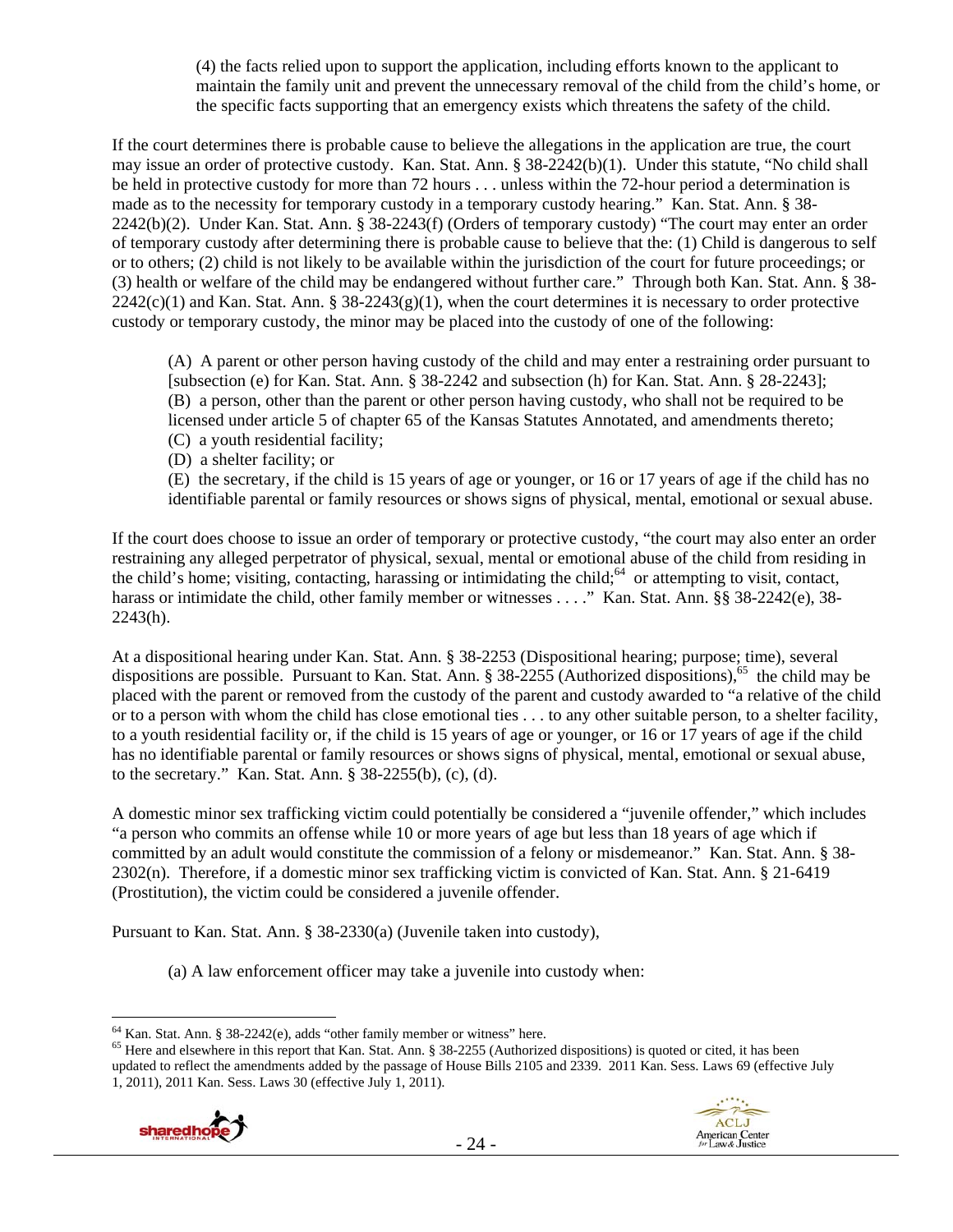(4) the facts relied upon to support the application, including efforts known to the applicant to maintain the family unit and prevent the unnecessary removal of the child from the child's home, or the specific facts supporting that an emergency exists which threatens the safety of the child.

If the court determines there is probable cause to believe the allegations in the application are true, the court may issue an order of protective custody. Kan. Stat. Ann. § 38-2242(b)(1). Under this statute, "No child shall be held in protective custody for more than 72 hours . . . unless within the 72-hour period a determination is made as to the necessity for temporary custody in a temporary custody hearing." Kan. Stat. Ann. § 38-2242(b)(2). Under Kan. Stat. Ann. § 38-2243(f) (Orders of temporary custody) "The court may enter an order of temporary custody after determining there is probable cause to believe that the: (1) Child is dangerous to self or to others; (2) child is not likely to be available within the jurisdiction of the court for future proceedings; or (3) health or welfare of the child may be endangered without further care." Through both Kan. Stat. Ann. § 38-2242(c)(1) and Kan. Stat. Ann. § 38-2243(g)(1), when the court determines it is necessary to order protective custody or temporary custody, the minor may be placed into the custody of one of the following:

> (A) A parent or other person having custody of the child and may enter a restraining order pursuant to [subsection (e) for Kan. Stat. Ann. § 38-2242 and subsection (h) for Kan. Stat. Ann. § 28-2243];
> (B) a person, other than the parent or other person having custody, who shall not be required to be licensed under article 5 of chapter 65 of the Kansas Statutes Annotated, and amendments thereto;
> (C) a youth residential facility;
> (D) a shelter facility; or
> (E) the secretary, if the child is 15 years of age or younger, or 16 or 17 years of age if the child has no identifiable parental or family resources or shows signs of physical, mental, emotional or sexual abuse.

If the court does choose to issue an order of temporary or protective custody, "the court may also enter an order restraining any alleged perpetrator of physical, sexual, mental or emotional abuse of the child from residing in the child's home; visiting, contacting, harassing or intimidating the child;[64] or attempting to visit, contact, harass or intimidate the child, other family member or witnesses . . . ." Kan. Stat. Ann. §§ 38-2242(e), 38-2243(h).

At a dispositional hearing under Kan. Stat. Ann. § 38-2253 (Dispositional hearing; purpose; time), several dispositions are possible. Pursuant to Kan. Stat. Ann. § 38-2255 (Authorized dispositions),[65] the child may be placed with the parent or removed from the custody of the parent and custody awarded to "a relative of the child or to a person with whom the child has close emotional ties . . . to any other suitable person, to a shelter facility, to a youth residential facility or, if the child is 15 years of age or younger, or 16 or 17 years of age if the child has no identifiable parental or family resources or shows signs of physical, mental, emotional or sexual abuse, to the secretary." Kan. Stat. Ann. § 38-2255(b), (c), (d).

A domestic minor sex trafficking victim could potentially be considered a "juvenile offender," which includes "a person who commits an offense while 10 or more years of age but less than 18 years of age which if committed by an adult would constitute the commission of a felony or misdemeanor." Kan. Stat. Ann. § 38-2302(n). Therefore, if a domestic minor sex trafficking victim is convicted of Kan. Stat. Ann. § 21-6419 (Prostitution), the victim could be considered a juvenile offender.

Pursuant to Kan. Stat. Ann. § 38-2330(a) (Juvenile taken into custody),

> (a) A law enforcement officer may take a juvenile into custody when:

---

[64] Kan. Stat. Ann. § 38-2242(e), adds "other family member or witness" here.

[65] Here and elsewhere in this report that Kan. Stat. Ann. § 38-2255 (Authorized dispositions) is quoted or cited, it has been updated to reflect the amendments added by the passage of House Bills 2105 and 2339. 2011 Kan. Sess. Laws 69 (effective July 1, 2011), 2011 Kan. Sess. Laws 30 (effective July 1, 2011).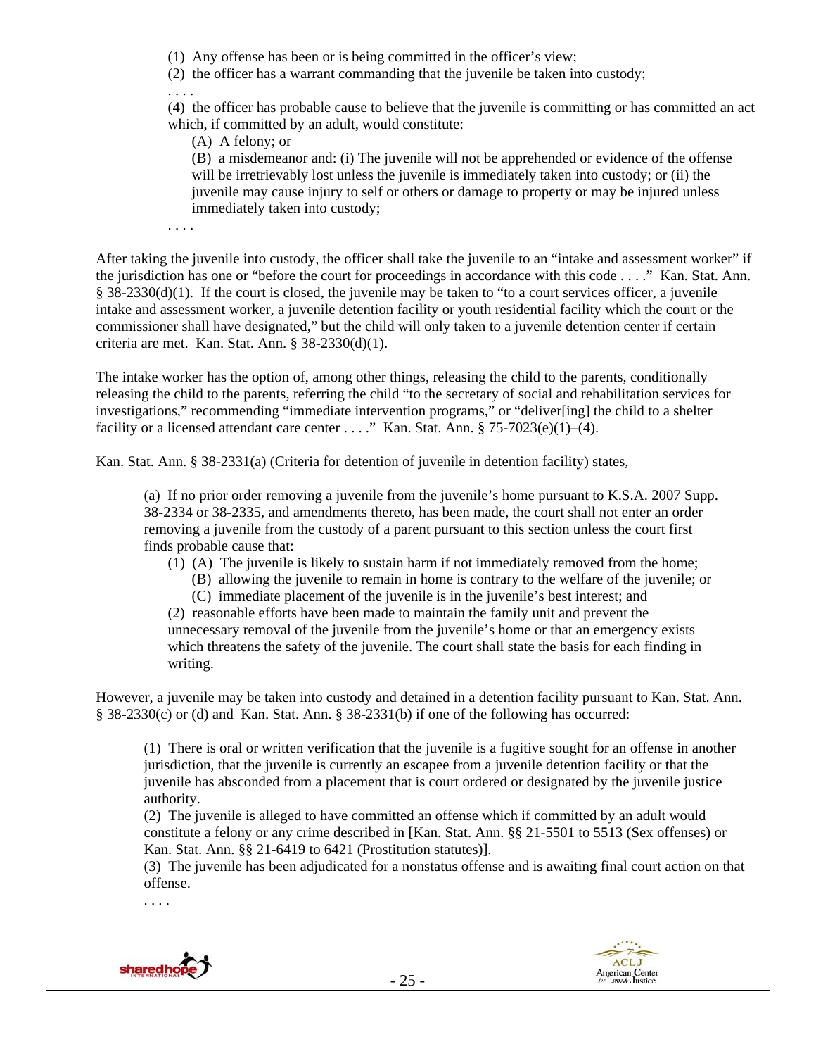(1) Any offense has been or is being committed in the officer's view;

(2) the officer has a warrant commanding that the juvenile be taken into custody;

. . . .

(4) the officer has probable cause to believe that the juvenile is committing or has committed an act which, if committed by an adult, would constitute:

(A) A felony; or

(B) a misdemeanor and: (i) The juvenile will not be apprehended or evidence of the offense will be irretrievably lost unless the juvenile is immediately taken into custody; or (ii) the juvenile may cause injury to self or others or damage to property or may be injured unless immediately taken into custody;

. . . .

After taking the juvenile into custody, the officer shall take the juvenile to an "intake and assessment worker" if the jurisdiction has one or "before the court for proceedings in accordance with this code . . . ." Kan. Stat. Ann. § 38-2330(d)(1). If the court is closed, the juvenile may be taken to "to a court services officer, a juvenile intake and assessment worker, a juvenile detention facility or youth residential facility which the court or the commissioner shall have designated," but the child will only taken to a juvenile detention center if certain criteria are met. Kan. Stat. Ann. § 38-2330(d)(1).

The intake worker has the option of, among other things, releasing the child to the parents, conditionally releasing the child to the parents, referring the child "to the secretary of social and rehabilitation services for investigations," recommending "immediate intervention programs," or "deliver[ing] the child to a shelter facility or a licensed attendant care center . . . ." Kan. Stat. Ann. § 75-7023(e)(1)–(4).

Kan. Stat. Ann. § 38-2331(a) (Criteria for detention of juvenile in detention facility) states,

> (a) If no prior order removing a juvenile from the juvenile's home pursuant to K.S.A. 2007 Supp. 38-2334 or 38-2335, and amendments thereto, has been made, the court shall not enter an order removing a juvenile from the custody of a parent pursuant to this section unless the court first finds probable cause that:
>
> (1) (A) The juvenile is likely to sustain harm if not immediately removed from the home;
>
> (B) allowing the juvenile to remain in home is contrary to the welfare of the juvenile; or
>
> (C) immediate placement of the juvenile is in the juvenile's best interest; and
>
> (2) reasonable efforts have been made to maintain the family unit and prevent the unnecessary removal of the juvenile from the juvenile's home or that an emergency exists which threatens the safety of the juvenile. The court shall state the basis for each finding in writing.

However, a juvenile may be taken into custody and detained in a detention facility pursuant to Kan. Stat. Ann. § 38-2330(c) or (d) and Kan. Stat. Ann. § 38-2331(b) if one of the following has occurred:

> (1) There is oral or written verification that the juvenile is a fugitive sought for an offense in another jurisdiction, that the juvenile is currently an escapee from a juvenile detention facility or that the juvenile has absconded from a placement that is court ordered or designated by the juvenile justice authority.
>
> (2) The juvenile is alleged to have committed an offense which if committed by an adult would constitute a felony or any crime described in [Kan. Stat. Ann. §§ 21-5501 to 5513 (Sex offenses) or Kan. Stat. Ann. §§ 21-6419 to 6421 (Prostitution statutes)].
>
> (3) The juvenile has been adjudicated for a nonstatus offense and is awaiting final court action on that offense.
>
> . . . .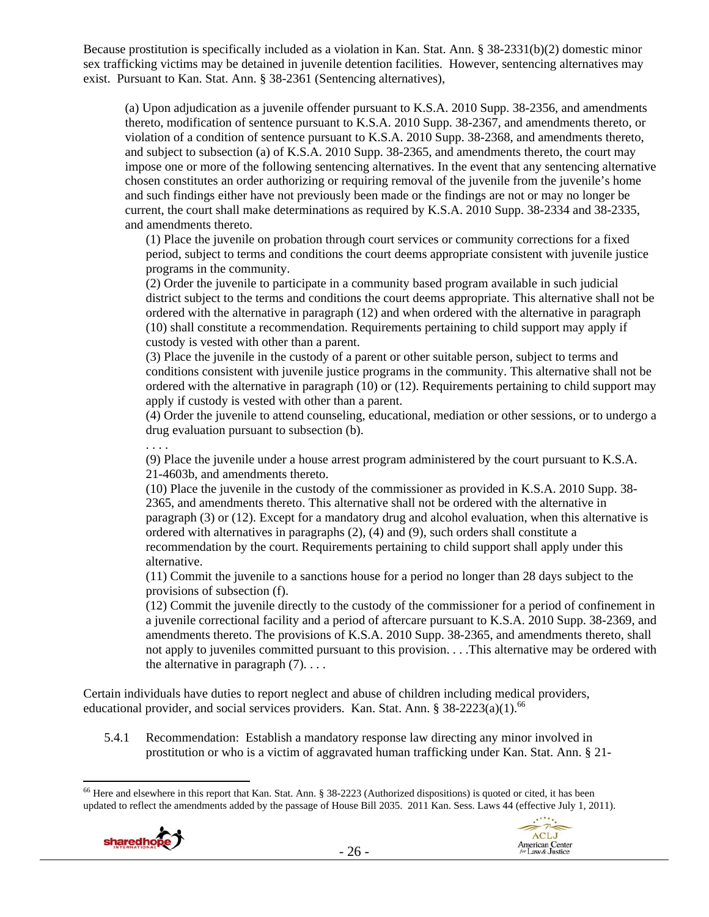Because prostitution is specifically included as a violation in Kan. Stat. Ann. § 38-2331(b)(2) domestic minor sex trafficking victims may be detained in juvenile detention facilities. However, sentencing alternatives may exist. Pursuant to Kan. Stat. Ann. § 38-2361 (Sentencing alternatives),

> (a) Upon adjudication as a juvenile offender pursuant to K.S.A. 2010 Supp. 38-2356, and amendments thereto, modification of sentence pursuant to K.S.A. 2010 Supp. 38-2367, and amendments thereto, or violation of a condition of sentence pursuant to K.S.A. 2010 Supp. 38-2368, and amendments thereto, and subject to subsection (a) of K.S.A. 2010 Supp. 38-2365, and amendments thereto, the court may impose one or more of the following sentencing alternatives. In the event that any sentencing alternative chosen constitutes an order authorizing or requiring removal of the juvenile from the juvenile's home and such findings either have not previously been made or the findings are not or may no longer be current, the court shall make determinations as required by K.S.A. 2010 Supp. 38-2334 and 38-2335, and amendments thereto.
>
> (1) Place the juvenile on probation through court services or community corrections for a fixed period, subject to terms and conditions the court deems appropriate consistent with juvenile justice programs in the community.
>
> (2) Order the juvenile to participate in a community based program available in such judicial district subject to the terms and conditions the court deems appropriate. This alternative shall not be ordered with the alternative in paragraph (12) and when ordered with the alternative in paragraph (10) shall constitute a recommendation. Requirements pertaining to child support may apply if custody is vested with other than a parent.
>
> (3) Place the juvenile in the custody of a parent or other suitable person, subject to terms and conditions consistent with juvenile justice programs in the community. This alternative shall not be ordered with the alternative in paragraph (10) or (12). Requirements pertaining to child support may apply if custody is vested with other than a parent.
>
> (4) Order the juvenile to attend counseling, educational, mediation or other sessions, or to undergo a drug evaluation pursuant to subsection (b).
>
> . . . .
>
> (9) Place the juvenile under a house arrest program administered by the court pursuant to K.S.A. 21-4603b, and amendments thereto.
>
> (10) Place the juvenile in the custody of the commissioner as provided in K.S.A. 2010 Supp. 38-2365, and amendments thereto. This alternative shall not be ordered with the alternative in paragraph (3) or (12). Except for a mandatory drug and alcohol evaluation, when this alternative is ordered with alternatives in paragraphs (2), (4) and (9), such orders shall constitute a recommendation by the court. Requirements pertaining to child support shall apply under this alternative.
>
> (11) Commit the juvenile to a sanctions house for a period no longer than 28 days subject to the provisions of subsection (f).
>
> (12) Commit the juvenile directly to the custody of the commissioner for a period of confinement in a juvenile correctional facility and a period of aftercare pursuant to K.S.A. 2010 Supp. 38-2369, and amendments thereto. The provisions of K.S.A. 2010 Supp. 38-2365, and amendments thereto, shall not apply to juveniles committed pursuant to this provision. . . .This alternative may be ordered with the alternative in paragraph (7). . . .

Certain individuals have duties to report neglect and abuse of children including medical providers, educational provider, and social services providers. Kan. Stat. Ann. § 38-2223(a)(1).[66]

5.4.1 Recommendation: Establish a mandatory response law directing any minor involved in prostitution or who is a victim of aggravated human trafficking under Kan. Stat. Ann. § 21-

[66] Here and elsewhere in this report that Kan. Stat. Ann. § 38-2223 (Authorized dispositions) is quoted or cited, it has been updated to reflect the amendments added by the passage of House Bill 2035. 2011 Kan. Sess. Laws 44 (effective July 1, 2011).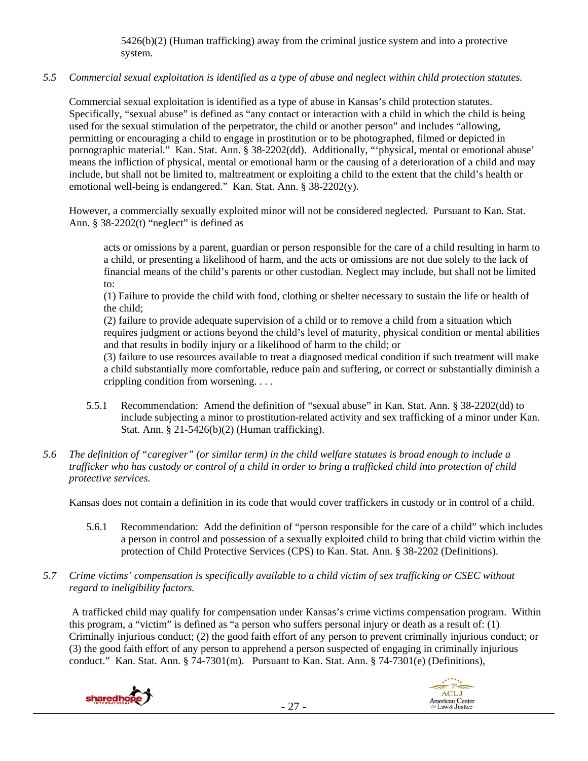5426(b)(2) (Human trafficking) away from the criminal justice system and into a protective system.

*5.5 Commercial sexual exploitation is identified as a type of abuse and neglect within child protection statutes.*

Commercial sexual exploitation is identified as a type of abuse in Kansas's child protection statutes. Specifically, "sexual abuse" is defined as "any contact or interaction with a child in which the child is being used for the sexual stimulation of the perpetrator, the child or another person" and includes "allowing, permitting or encouraging a child to engage in prostitution or to be photographed, filmed or depicted in pornographic material." Kan. Stat. Ann. § 38-2202(dd). Additionally, "'physical, mental or emotional abuse' means the infliction of physical, mental or emotional harm or the causing of a deterioration of a child and may include, but shall not be limited to, maltreatment or exploiting a child to the extent that the child's health or emotional well-being is endangered." Kan. Stat. Ann. § 38-2202(y).

However, a commercially sexually exploited minor will not be considered neglected. Pursuant to Kan. Stat. Ann. § 38-2202(t) "neglect" is defined as

> acts or omissions by a parent, guardian or person responsible for the care of a child resulting in harm to a child, or presenting a likelihood of harm, and the acts or omissions are not due solely to the lack of financial means of the child's parents or other custodian. Neglect may include, but shall not be limited to:
>
> (1) Failure to provide the child with food, clothing or shelter necessary to sustain the life or health of the child;
>
> (2) failure to provide adequate supervision of a child or to remove a child from a situation which requires judgment or actions beyond the child's level of maturity, physical condition or mental abilities and that results in bodily injury or a likelihood of harm to the child; or
>
> (3) failure to use resources available to treat a diagnosed medical condition if such treatment will make a child substantially more comfortable, reduce pain and suffering, or correct or substantially diminish a crippling condition from worsening. . . .

5.5.1 Recommendation: Amend the definition of "sexual abuse" in Kan. Stat. Ann. § 38-2202(dd) to include subjecting a minor to prostitution-related activity and sex trafficking of a minor under Kan. Stat. Ann. § 21-5426(b)(2) (Human trafficking).

*5.6 The definition of "caregiver" (or similar term) in the child welfare statutes is broad enough to include a trafficker who has custody or control of a child in order to bring a trafficked child into protection of child protective services.*

Kansas does not contain a definition in its code that would cover traffickers in custody or in control of a child.

5.6.1 Recommendation: Add the definition of "person responsible for the care of a child" which includes a person in control and possession of a sexually exploited child to bring that child victim within the protection of Child Protective Services (CPS) to Kan. Stat. Ann. § 38-2202 (Definitions).

*5.7 Crime victims' compensation is specifically available to a child victim of sex trafficking or CSEC without regard to ineligibility factors.*

A trafficked child may qualify for compensation under Kansas's crime victims compensation program. Within this program, a "victim" is defined as "a person who suffers personal injury or death as a result of: (1) Criminally injurious conduct; (2) the good faith effort of any person to prevent criminally injurious conduct; or (3) the good faith effort of any person to apprehend a person suspected of engaging in criminally injurious conduct." Kan. Stat. Ann. § 74-7301(m). Pursuant to Kan. Stat. Ann. § 74-7301(e) (Definitions),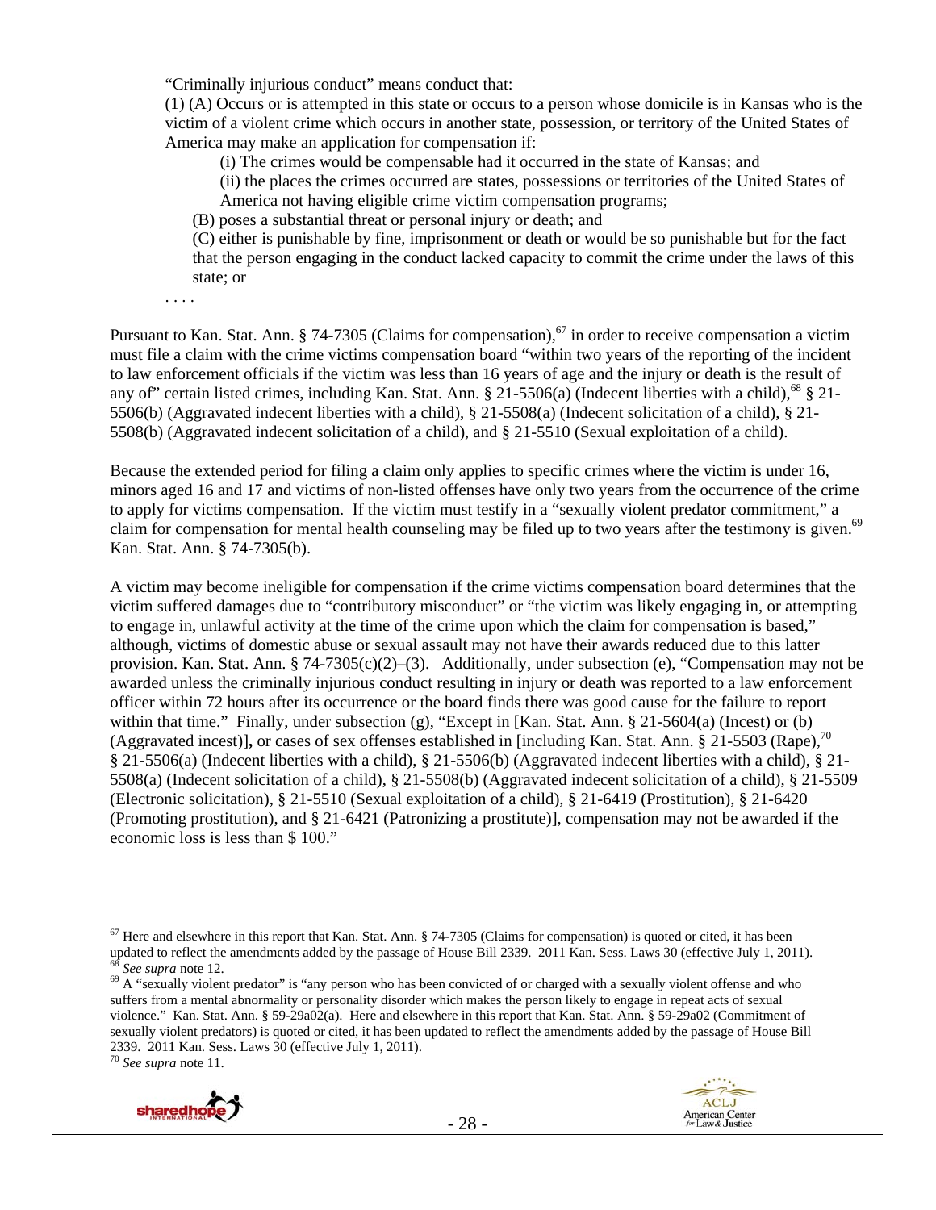> "Criminally injurious conduct" means conduct that:
>
> (1) (A) Occurs or is attempted in this state or occurs to a person whose domicile is in Kansas who is the victim of a violent crime which occurs in another state, possession, or territory of the United States of America may make an application for compensation if:
>
> > (i) The crimes would be compensable had it occurred in the state of Kansas; and
> >
> > (ii) the places the crimes occurred are states, possessions or territories of the United States of America not having eligible crime victim compensation programs;
>
> (B) poses a substantial threat or personal injury or death; and
>
> (C) either is punishable by fine, imprisonment or death or would be so punishable but for the fact that the person engaging in the conduct lacked capacity to commit the crime under the laws of this state; or
>
> . . . .

Pursuant to Kan. Stat. Ann. § 74-7305 (Claims for compensation),[67] in order to receive compensation a victim must file a claim with the crime victims compensation board "within two years of the reporting of the incident to law enforcement officials if the victim was less than 16 years of age and the injury or death is the result of any of" certain listed crimes, including Kan. Stat. Ann. § 21-5506(a) (Indecent liberties with a child),[68] § 21-5506(b) (Aggravated indecent liberties with a child), § 21-5508(a) (Indecent solicitation of a child), § 21-5508(b) (Aggravated indecent solicitation of a child), and § 21-5510 (Sexual exploitation of a child).

Because the extended period for filing a claim only applies to specific crimes where the victim is under 16, minors aged 16 and 17 and victims of non-listed offenses have only two years from the occurrence of the crime to apply for victims compensation. If the victim must testify in a "sexually violent predator commitment," a claim for compensation for mental health counseling may be filed up to two years after the testimony is given.[69] Kan. Stat. Ann. § 74-7305(b).

A victim may become ineligible for compensation if the crime victims compensation board determines that the victim suffered damages due to "contributory misconduct" or "the victim was likely engaging in, or attempting to engage in, unlawful activity at the time of the crime upon which the claim for compensation is based," although, victims of domestic abuse or sexual assault may not have their awards reduced due to this latter provision. Kan. Stat. Ann. § 74-7305(c)(2)–(3). Additionally, under subsection (e), "Compensation may not be awarded unless the criminally injurious conduct resulting in injury or death was reported to a law enforcement officer within 72 hours after its occurrence or the board finds there was good cause for the failure to report within that time." Finally, under subsection (g), "Except in [Kan. Stat. Ann. § 21-5604(a) (Incest) or (b) (Aggravated incest)]**,** or cases of sex offenses established in [including Kan. Stat. Ann. § 21-5503 (Rape),[70] § 21-5506(a) (Indecent liberties with a child), § 21-5506(b) (Aggravated indecent liberties with a child), § 21-5508(a) (Indecent solicitation of a child), § 21-5508(b) (Aggravated indecent solicitation of a child), § 21-5509 (Electronic solicitation), § 21-5510 (Sexual exploitation of a child), § 21-6419 (Prostitution), § 21-6420 (Promoting prostitution), and § 21-6421 (Patronizing a prostitute)], compensation may not be awarded if the economic loss is less than $ 100."

---

[67] Here and elsewhere in this report that Kan. Stat. Ann. § 74-7305 (Claims for compensation) is quoted or cited, it has been updated to reflect the amendments added by the passage of House Bill 2339. 2011 Kan. Sess. Laws 30 (effective July 1, 2011).

[68] *See supra* note 12.

[69] A "sexually violent predator" is "any person who has been convicted of or charged with a sexually violent offense and who suffers from a mental abnormality or personality disorder which makes the person likely to engage in repeat acts of sexual violence." Kan. Stat. Ann. § 59-29a02(a). Here and elsewhere in this report that Kan. Stat. Ann. § 59-29a02 (Commitment of sexually violent predators) is quoted or cited, it has been updated to reflect the amendments added by the passage of House Bill 2339. 2011 Kan. Sess. Laws 30 (effective July 1, 2011).

[70] *See supra* note 11.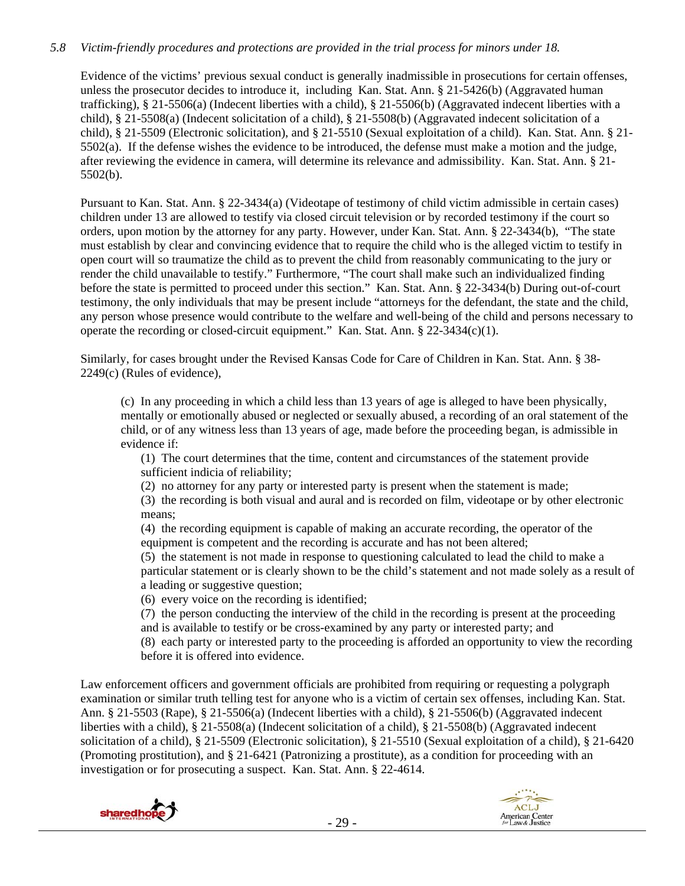*5.8 Victim-friendly procedures and protections are provided in the trial process for minors under 18.*

Evidence of the victims' previous sexual conduct is generally inadmissible in prosecutions for certain offenses, unless the prosecutor decides to introduce it, including Kan. Stat. Ann. § 21-5426(b) (Aggravated human trafficking), § 21-5506(a) (Indecent liberties with a child), § 21-5506(b) (Aggravated indecent liberties with a child), § 21-5508(a) (Indecent solicitation of a child), § 21-5508(b) (Aggravated indecent solicitation of a child), § 21-5509 (Electronic solicitation), and § 21-5510 (Sexual exploitation of a child). Kan. Stat. Ann. § 21-5502(a). If the defense wishes the evidence to be introduced, the defense must make a motion and the judge, after reviewing the evidence in camera, will determine its relevance and admissibility. Kan. Stat. Ann. § 21-5502(b).

Pursuant to Kan. Stat. Ann. § 22-3434(a) (Videotape of testimony of child victim admissible in certain cases) children under 13 are allowed to testify via closed circuit television or by recorded testimony if the court so orders, upon motion by the attorney for any party. However, under Kan. Stat. Ann. § 22-3434(b), "The state must establish by clear and convincing evidence that to require the child who is the alleged victim to testify in open court will so traumatize the child as to prevent the child from reasonably communicating to the jury or render the child unavailable to testify." Furthermore, "The court shall make such an individualized finding before the state is permitted to proceed under this section." Kan. Stat. Ann. § 22-3434(b) During out-of-court testimony, the only individuals that may be present include "attorneys for the defendant, the state and the child, any person whose presence would contribute to the welfare and well-being of the child and persons necessary to operate the recording or closed-circuit equipment." Kan. Stat. Ann. § 22-3434(c)(1).

Similarly, for cases brought under the Revised Kansas Code for Care of Children in Kan. Stat. Ann. § 38-2249(c) (Rules of evidence),

> (c) In any proceeding in which a child less than 13 years of age is alleged to have been physically, mentally or emotionally abused or neglected or sexually abused, a recording of an oral statement of the child, or of any witness less than 13 years of age, made before the proceeding began, is admissible in evidence if:
>
> (1) The court determines that the time, content and circumstances of the statement provide sufficient indicia of reliability;
>
> (2) no attorney for any party or interested party is present when the statement is made;
>
> (3) the recording is both visual and aural and is recorded on film, videotape or by other electronic means;
>
> (4) the recording equipment is capable of making an accurate recording, the operator of the equipment is competent and the recording is accurate and has not been altered;
>
> (5) the statement is not made in response to questioning calculated to lead the child to make a particular statement or is clearly shown to be the child's statement and not made solely as a result of a leading or suggestive question;
>
> (6) every voice on the recording is identified;
>
> (7) the person conducting the interview of the child in the recording is present at the proceeding and is available to testify or be cross-examined by any party or interested party; and
>
> (8) each party or interested party to the proceeding is afforded an opportunity to view the recording before it is offered into evidence.

Law enforcement officers and government officials are prohibited from requiring or requesting a polygraph examination or similar truth telling test for anyone who is a victim of certain sex offenses, including Kan. Stat. Ann. § 21-5503 (Rape), § 21-5506(a) (Indecent liberties with a child), § 21-5506(b) (Aggravated indecent liberties with a child), § 21-5508(a) (Indecent solicitation of a child), § 21-5508(b) (Aggravated indecent solicitation of a child), § 21-5509 (Electronic solicitation), § 21-5510 (Sexual exploitation of a child), § 21-6420 (Promoting prostitution), and § 21-6421 (Patronizing a prostitute), as a condition for proceeding with an investigation or for prosecuting a suspect. Kan. Stat. Ann. § 22-4614.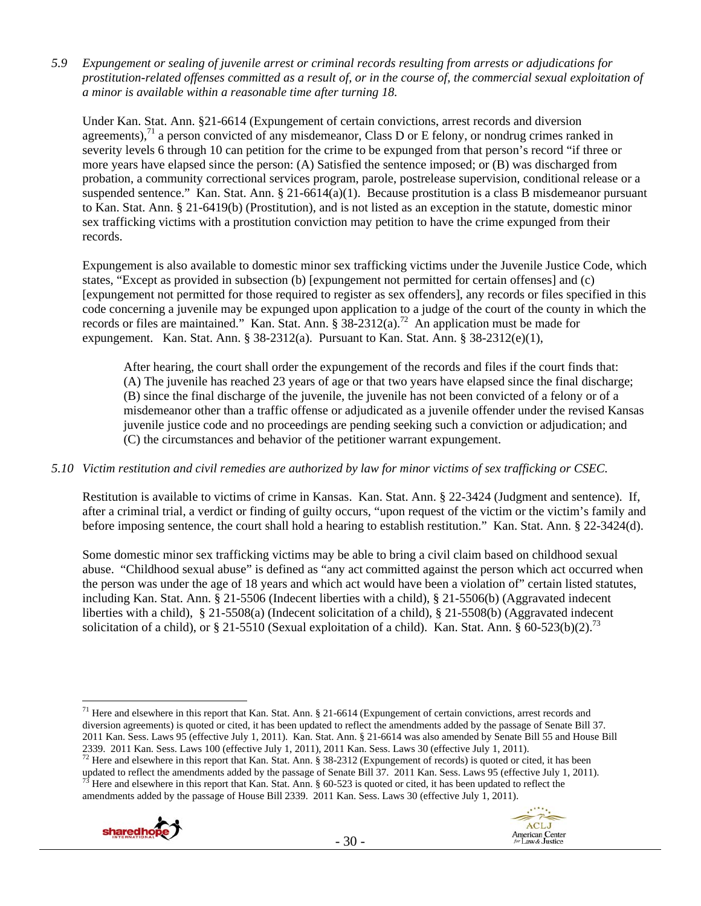*5.9 Expungement or sealing of juvenile arrest or criminal records resulting from arrests or adjudications for prostitution-related offenses committed as a result of, or in the course of, the commercial sexual exploitation of a minor is available within a reasonable time after turning 18.*

Under Kan. Stat. Ann. §21-6614 (Expungement of certain convictions, arrest records and diversion agreements),[71] a person convicted of any misdemeanor, Class D or E felony, or nondrug crimes ranked in severity levels 6 through 10 can petition for the crime to be expunged from that person's record "if three or more years have elapsed since the person: (A) Satisfied the sentence imposed; or (B) was discharged from probation, a community correctional services program, parole, postrelease supervision, conditional release or a suspended sentence." Kan. Stat. Ann. § 21-6614(a)(1). Because prostitution is a class B misdemeanor pursuant to Kan. Stat. Ann. § 21-6419(b) (Prostitution), and is not listed as an exception in the statute, domestic minor sex trafficking victims with a prostitution conviction may petition to have the crime expunged from their records.

Expungement is also available to domestic minor sex trafficking victims under the Juvenile Justice Code, which states, "Except as provided in subsection (b) [expungement not permitted for certain offenses] and (c) [expungement not permitted for those required to register as sex offenders], any records or files specified in this code concerning a juvenile may be expunged upon application to a judge of the court of the county in which the records or files are maintained." Kan. Stat. Ann. § 38-2312(a).[72] An application must be made for expungement. Kan. Stat. Ann. § 38-2312(a). Pursuant to Kan. Stat. Ann. § 38-2312(e)(1),

> After hearing, the court shall order the expungement of the records and files if the court finds that: (A) The juvenile has reached 23 years of age or that two years have elapsed since the final discharge; (B) since the final discharge of the juvenile, the juvenile has not been convicted of a felony or of a misdemeanor other than a traffic offense or adjudicated as a juvenile offender under the revised Kansas juvenile justice code and no proceedings are pending seeking such a conviction or adjudication; and (C) the circumstances and behavior of the petitioner warrant expungement.

*5.10 Victim restitution and civil remedies are authorized by law for minor victims of sex trafficking or CSEC.*

Restitution is available to victims of crime in Kansas. Kan. Stat. Ann. § 22-3424 (Judgment and sentence). If, after a criminal trial, a verdict or finding of guilty occurs, "upon request of the victim or the victim's family and before imposing sentence, the court shall hold a hearing to establish restitution." Kan. Stat. Ann. § 22-3424(d).

Some domestic minor sex trafficking victims may be able to bring a civil claim based on childhood sexual abuse. "Childhood sexual abuse" is defined as "any act committed against the person which act occurred when the person was under the age of 18 years and which act would have been a violation of" certain listed statutes, including Kan. Stat. Ann. § 21-5506 (Indecent liberties with a child), § 21-5506(b) (Aggravated indecent liberties with a child), § 21-5508(a) (Indecent solicitation of a child), § 21-5508(b) (Aggravated indecent solicitation of a child), or § 21-5510 (Sexual exploitation of a child). Kan. Stat. Ann. § 60-523(b)(2).[73]

---

[71] Here and elsewhere in this report that Kan. Stat. Ann. § 21-6614 (Expungement of certain convictions, arrest records and diversion agreements) is quoted or cited, it has been updated to reflect the amendments added by the passage of Senate Bill 37. 2011 Kan. Sess. Laws 95 (effective July 1, 2011). Kan. Stat. Ann. § 21-6614 was also amended by Senate Bill 55 and House Bill 2339. 2011 Kan. Sess. Laws 100 (effective July 1, 2011), 2011 Kan. Sess. Laws 30 (effective July 1, 2011).

[72] Here and elsewhere in this report that Kan. Stat. Ann. § 38-2312 (Expungement of records) is quoted or cited, it has been updated to reflect the amendments added by the passage of Senate Bill 37. 2011 Kan. Sess. Laws 95 (effective July 1, 2011).

[73] Here and elsewhere in this report that Kan. Stat. Ann. § 60-523 is quoted or cited, it has been updated to reflect the amendments added by the passage of House Bill 2339. 2011 Kan. Sess. Laws 30 (effective July 1, 2011).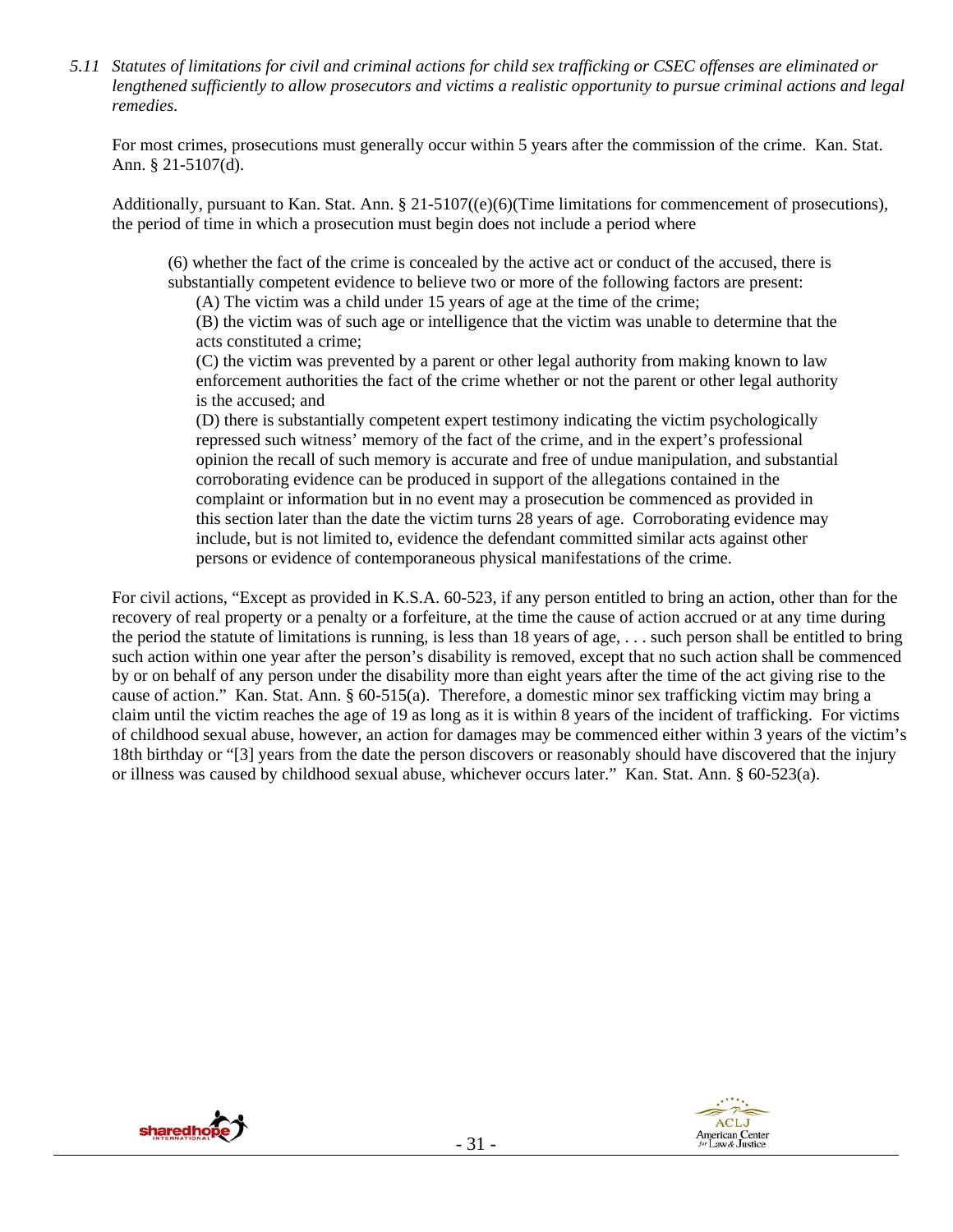*5.11 Statutes of limitations for civil and criminal actions for child sex trafficking or CSEC offenses are eliminated or lengthened sufficiently to allow prosecutors and victims a realistic opportunity to pursue criminal actions and legal remedies.*

For most crimes, prosecutions must generally occur within 5 years after the commission of the crime. Kan. Stat. Ann. § 21-5107(d).

Additionally, pursuant to Kan. Stat. Ann. § 21-5107((e)(6)(Time limitations for commencement of prosecutions), the period of time in which a prosecution must begin does not include a period where

> (6) whether the fact of the crime is concealed by the active act or conduct of the accused, there is substantially competent evidence to believe two or more of the following factors are present:
>
> (A) The victim was a child under 15 years of age at the time of the crime;
>
> (B) the victim was of such age or intelligence that the victim was unable to determine that the acts constituted a crime;
>
> (C) the victim was prevented by a parent or other legal authority from making known to law enforcement authorities the fact of the crime whether or not the parent or other legal authority is the accused; and
>
> (D) there is substantially competent expert testimony indicating the victim psychologically repressed such witness' memory of the fact of the crime, and in the expert's professional opinion the recall of such memory is accurate and free of undue manipulation, and substantial corroborating evidence can be produced in support of the allegations contained in the complaint or information but in no event may a prosecution be commenced as provided in this section later than the date the victim turns 28 years of age. Corroborating evidence may include, but is not limited to, evidence the defendant committed similar acts against other persons or evidence of contemporaneous physical manifestations of the crime.

For civil actions, "Except as provided in K.S.A. 60-523, if any person entitled to bring an action, other than for the recovery of real property or a penalty or a forfeiture, at the time the cause of action accrued or at any time during the period the statute of limitations is running, is less than 18 years of age, . . . such person shall be entitled to bring such action within one year after the person's disability is removed, except that no such action shall be commenced by or on behalf of any person under the disability more than eight years after the time of the act giving rise to the cause of action." Kan. Stat. Ann. § 60-515(a). Therefore, a domestic minor sex trafficking victim may bring a claim until the victim reaches the age of 19 as long as it is within 8 years of the incident of trafficking. For victims of childhood sexual abuse, however, an action for damages may be commenced either within 3 years of the victim's 18th birthday or "[3] years from the date the person discovers or reasonably should have discovered that the injury or illness was caused by childhood sexual abuse, whichever occurs later." Kan. Stat. Ann. § 60-523(a).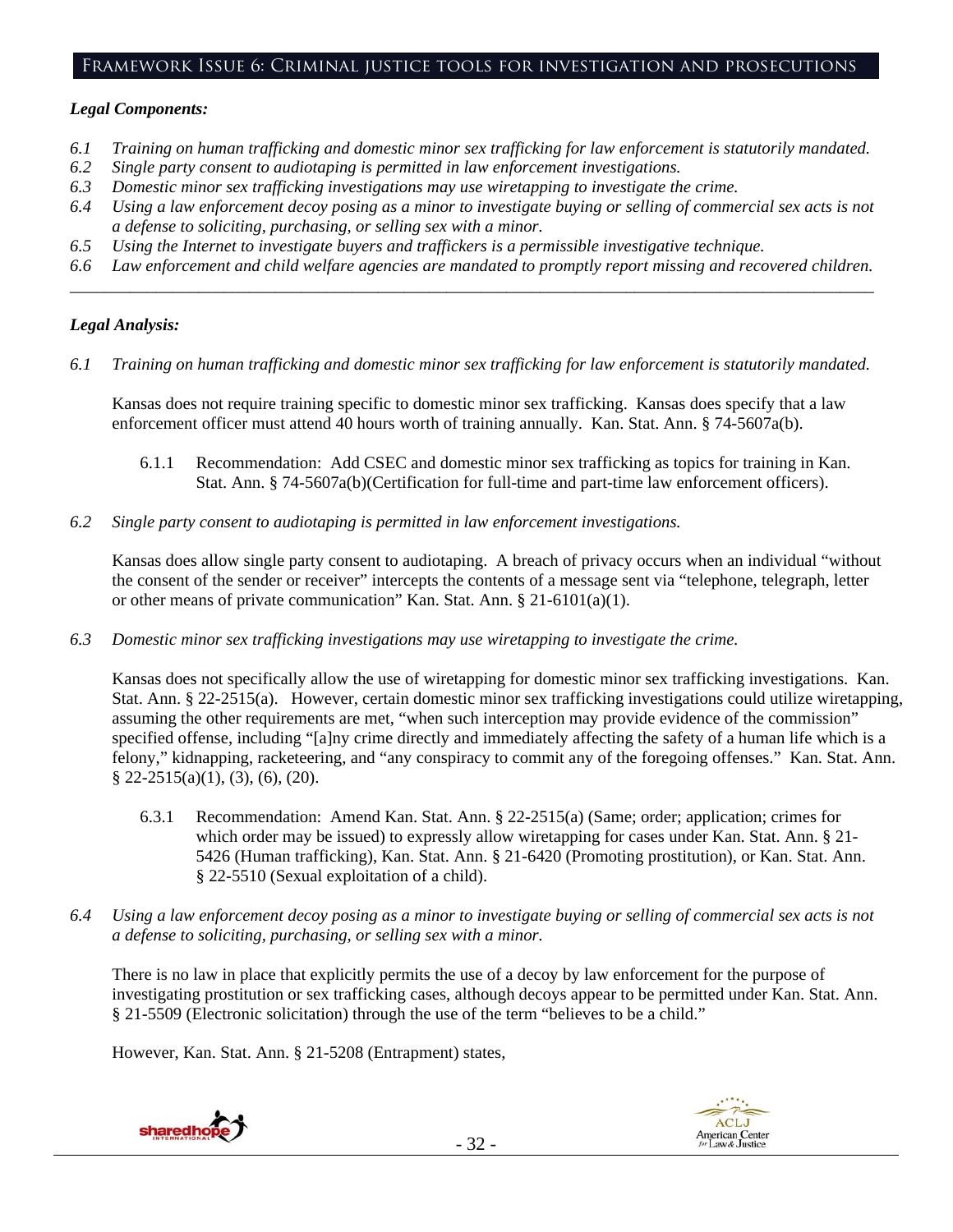## Framework Issue 6: Criminal justice tools for investigation and prosecutions

***Legal Components:***

*6.1 Training on human trafficking and domestic minor sex trafficking for law enforcement is statutorily mandated.*
*6.2 Single party consent to audiotaping is permitted in law enforcement investigations.*
*6.3 Domestic minor sex trafficking investigations may use wiretapping to investigate the crime.*
*6.4 Using a law enforcement decoy posing as a minor to investigate buying or selling of commercial sex acts is not a defense to soliciting, purchasing, or selling sex with a minor.*
*6.5 Using the Internet to investigate buyers and traffickers is a permissible investigative technique.*
*6.6 Law enforcement and child welfare agencies are mandated to promptly report missing and recovered children.*

---

***Legal Analysis:***

*6.1 Training on human trafficking and domestic minor sex trafficking for law enforcement is statutorily mandated.*

Kansas does not require training specific to domestic minor sex trafficking. Kansas does specify that a law enforcement officer must attend 40 hours worth of training annually. Kan. Stat. Ann. § 74-5607a(b).

6.1.1 Recommendation: Add CSEC and domestic minor sex trafficking as topics for training in Kan. Stat. Ann. § 74-5607a(b)(Certification for full-time and part-time law enforcement officers).

*6.2 Single party consent to audiotaping is permitted in law enforcement investigations.*

Kansas does allow single party consent to audiotaping. A breach of privacy occurs when an individual "without the consent of the sender or receiver" intercepts the contents of a message sent via "telephone, telegraph, letter or other means of private communication" Kan. Stat. Ann. § 21-6101(a)(1).

*6.3 Domestic minor sex trafficking investigations may use wiretapping to investigate the crime.*

Kansas does not specifically allow the use of wiretapping for domestic minor sex trafficking investigations. Kan. Stat. Ann. § 22-2515(a). However, certain domestic minor sex trafficking investigations could utilize wiretapping, assuming the other requirements are met, "when such interception may provide evidence of the commission" specified offense, including "[a]ny crime directly and immediately affecting the safety of a human life which is a felony," kidnapping, racketeering, and "any conspiracy to commit any of the foregoing offenses." Kan. Stat. Ann. § 22-2515(a)(1), (3), (6), (20).

6.3.1 Recommendation: Amend Kan. Stat. Ann. § 22-2515(a) (Same; order; application; crimes for which order may be issued) to expressly allow wiretapping for cases under Kan. Stat. Ann. § 21-5426 (Human trafficking), Kan. Stat. Ann. § 21-6420 (Promoting prostitution), or Kan. Stat. Ann. § 22-5510 (Sexual exploitation of a child).

*6.4 Using a law enforcement decoy posing as a minor to investigate buying or selling of commercial sex acts is not a defense to soliciting, purchasing, or selling sex with a minor.*

There is no law in place that explicitly permits the use of a decoy by law enforcement for the purpose of investigating prostitution or sex trafficking cases, although decoys appear to be permitted under Kan. Stat. Ann. § 21-5509 (Electronic solicitation) through the use of the term "believes to be a child."

However, Kan. Stat. Ann. § 21-5208 (Entrapment) states,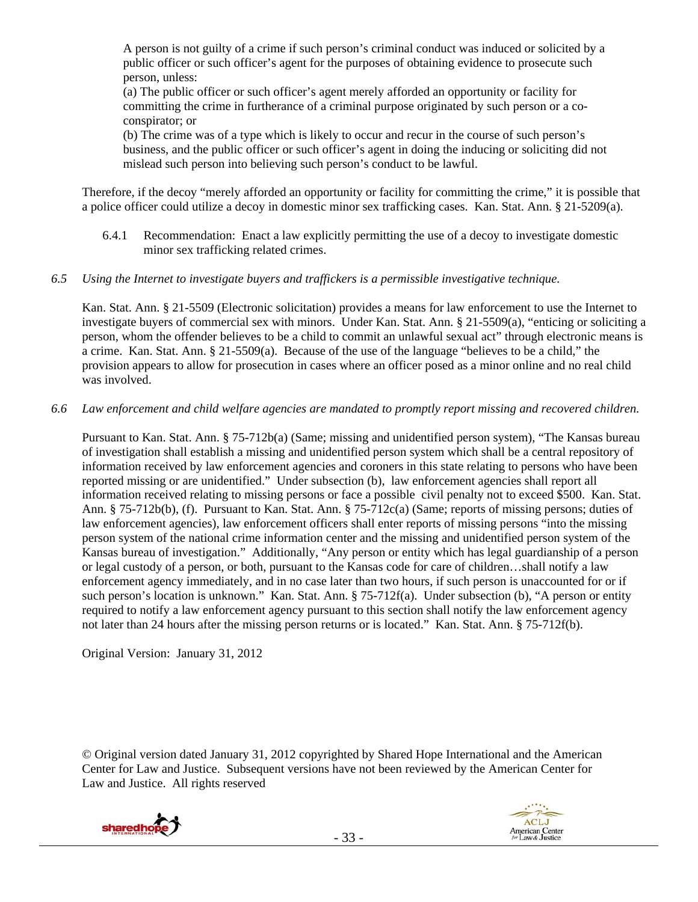> A person is not guilty of a crime if such person's criminal conduct was induced or solicited by a public officer or such officer's agent for the purposes of obtaining evidence to prosecute such person, unless:
>
> (a) The public officer or such officer's agent merely afforded an opportunity or facility for committing the crime in furtherance of a criminal purpose originated by such person or a co-conspirator; or
>
> (b) The crime was of a type which is likely to occur and recur in the course of such person's business, and the public officer or such officer's agent in doing the inducing or soliciting did not mislead such person into believing such person's conduct to be lawful.

Therefore, if the decoy "merely afforded an opportunity or facility for committing the crime," it is possible that a police officer could utilize a decoy in domestic minor sex trafficking cases. Kan. Stat. Ann. § 21-5209(a).

6.4.1 Recommendation: Enact a law explicitly permitting the use of a decoy to investigate domestic minor sex trafficking related crimes.

*6.5 Using the Internet to investigate buyers and traffickers is a permissible investigative technique.*

Kan. Stat. Ann. § 21-5509 (Electronic solicitation) provides a means for law enforcement to use the Internet to investigate buyers of commercial sex with minors. Under Kan. Stat. Ann. § 21-5509(a), "enticing or soliciting a person, whom the offender believes to be a child to commit an unlawful sexual act" through electronic means is a crime. Kan. Stat. Ann. § 21-5509(a). Because of the use of the language "believes to be a child," the provision appears to allow for prosecution in cases where an officer posed as a minor online and no real child was involved.

*6.6 Law enforcement and child welfare agencies are mandated to promptly report missing and recovered children.*

Pursuant to Kan. Stat. Ann. § 75-712b(a) (Same; missing and unidentified person system), "The Kansas bureau of investigation shall establish a missing and unidentified person system which shall be a central repository of information received by law enforcement agencies and coroners in this state relating to persons who have been reported missing or are unidentified." Under subsection (b), law enforcement agencies shall report all information received relating to missing persons or face a possible civil penalty not to exceed $500. Kan. Stat. Ann. § 75-712b(b), (f). Pursuant to Kan. Stat. Ann. § 75-712c(a) (Same; reports of missing persons; duties of law enforcement agencies), law enforcement officers shall enter reports of missing persons "into the missing person system of the national crime information center and the missing and unidentified person system of the Kansas bureau of investigation." Additionally, "Any person or entity which has legal guardianship of a person or legal custody of a person, or both, pursuant to the Kansas code for care of children…shall notify a law enforcement agency immediately, and in no case later than two hours, if such person is unaccounted for or if such person's location is unknown." Kan. Stat. Ann. § 75-712f(a). Under subsection (b), "A person or entity required to notify a law enforcement agency pursuant to this section shall notify the law enforcement agency not later than 24 hours after the missing person returns or is located." Kan. Stat. Ann. § 75-712f(b).

Original Version: January 31, 2012

© Original version dated January 31, 2012 copyrighted by Shared Hope International and the American Center for Law and Justice. Subsequent versions have not been reviewed by the American Center for Law and Justice. All rights reserved